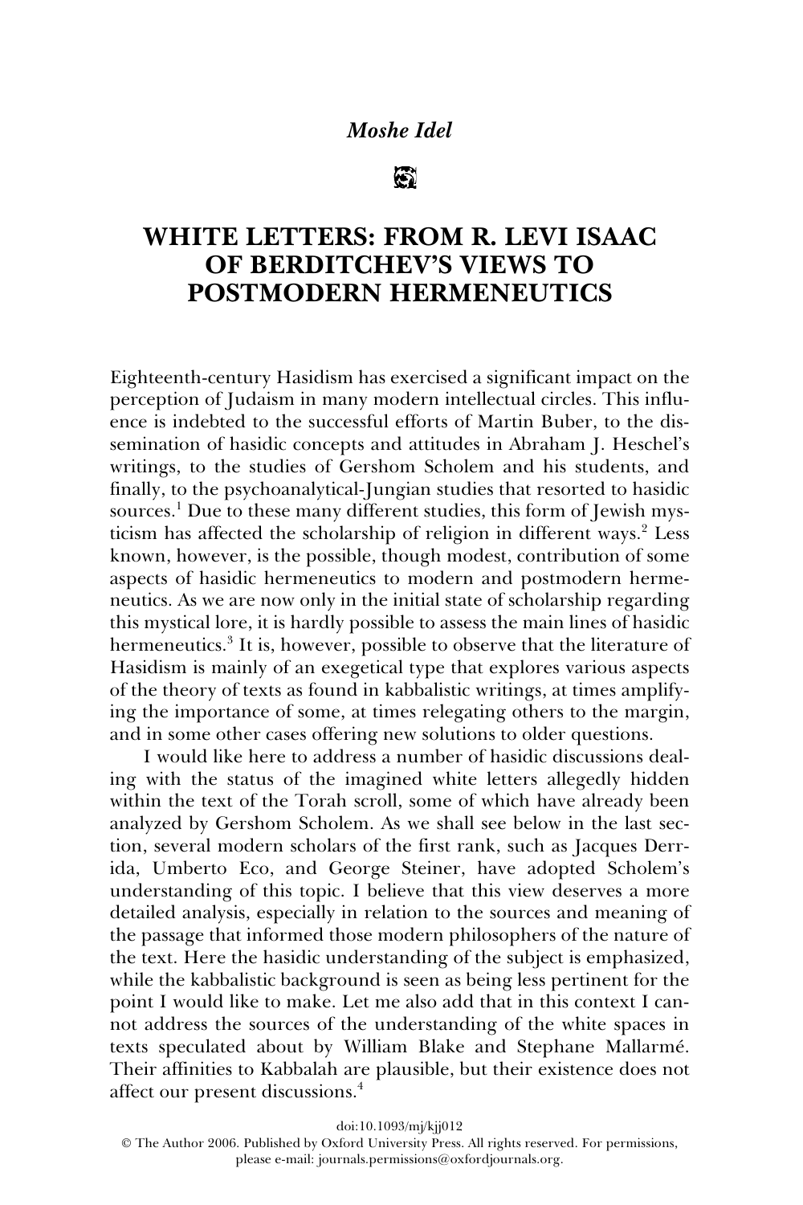*Moshe Idel*

# WHITE LETTERS: FROM R. LEVI ISAAC OF BERDITCHEV'S VIEWS TO POSTMODERN HERMENEUTICS

Eighteenth-century Hasidism has exercised a significant impact on the perception of Judaism in many modern intellectual circles. This influence is indebted to the successful efforts of Martin Buber, to the dissemination of hasidic concepts and attitudes in Abraham J. Heschel's writings, to the studies of Gershom Scholem and his students, and finally, to the psychoanalytical-Jungian studies that resorted to hasidic sources.[1] Due to these many different studies, this form of Jewish mysticism has affected the scholarship of religion in different ways.[2] Less known, however, is the possible, though modest, contribution of some aspects of hasidic hermeneutics to modern and postmodern hermeneutics. As we are now only in the initial state of scholarship regarding this mystical lore, it is hardly possible to assess the main lines of hasidic hermeneutics.[3] It is, however, possible to observe that the literature of Hasidism is mainly of an exegetical type that explores various aspects of the theory of texts as found in kabbalistic writings, at times amplifying the importance of some, at times relegating others to the margin, and in some other cases offering new solutions to older questions.

I would like here to address a number of hasidic discussions dealing with the status of the imagined white letters allegedly hidden within the text of the Torah scroll, some of which have already been analyzed by Gershom Scholem. As we shall see below in the last section, several modern scholars of the first rank, such as Jacques Derrida, Umberto Eco, and George Steiner, have adopted Scholem's understanding of this topic. I believe that this view deserves a more detailed analysis, especially in relation to the sources and meaning of the passage that informed those modern philosophers of the nature of the text. Here the hasidic understanding of the subject is emphasized, while the kabbalistic background is seen as being less pertinent for the point I would like to make. Let me also add that in this context I cannot address the sources of the understanding of the white spaces in texts speculated about by William Blake and Stephane Mallarmé. Their affinities to Kabbalah are plausible, but their existence does not affect our present discussions.[4]

doi:10.1093/mj/kjj012

© The Author 2006. Published by Oxford University Press. All rights reserved. For permissions, please e-mail: journals.permissions@oxfordjournals.org.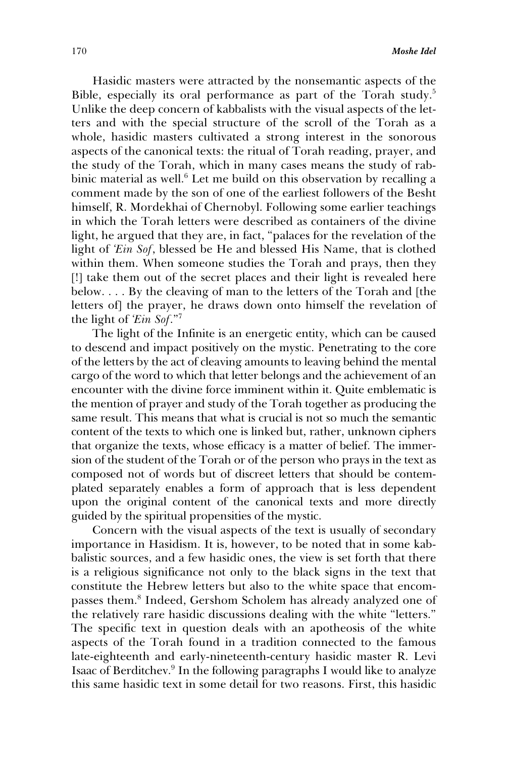Hasidic masters were attracted by the nonsemantic aspects of the Bible, especially its oral performance as part of the Torah study.[5] Unlike the deep concern of kabbalists with the visual aspects of the letters and with the special structure of the scroll of the Torah as a whole, hasidic masters cultivated a strong interest in the sonorous aspects of the canonical texts: the ritual of Torah reading, prayer, and the study of the Torah, which in many cases means the study of rabbinic material as well.[6] Let me build on this observation by recalling a comment made by the son of one of the earliest followers of the Besht himself, R. Mordekhai of Chernobyl. Following some earlier teachings in which the Torah letters were described as containers of the divine light, he argued that they are, in fact, "palaces for the revelation of the light of *'Ein Sof*, blessed be He and blessed His Name, that is clothed within them. When someone studies the Torah and prays, then they [!] take them out of the secret places and their light is revealed here below. . . . By the cleaving of man to the letters of the Torah and [the letters of] the prayer, he draws down onto himself the revelation of the light of *'Ein Sof*."[7]

The light of the Infinite is an energetic entity, which can be caused to descend and impact positively on the mystic. Penetrating to the core of the letters by the act of cleaving amounts to leaving behind the mental cargo of the word to which that letter belongs and the achievement of an encounter with the divine force imminent within it. Quite emblematic is the mention of prayer and study of the Torah together as producing the same result. This means that what is crucial is not so much the semantic content of the texts to which one is linked but, rather, unknown ciphers that organize the texts, whose efficacy is a matter of belief. The immersion of the student of the Torah or of the person who prays in the text as composed not of words but of discreet letters that should be contemplated separately enables a form of approach that is less dependent upon the original content of the canonical texts and more directly guided by the spiritual propensities of the mystic.

Concern with the visual aspects of the text is usually of secondary importance in Hasidism. It is, however, to be noted that in some kabbalistic sources, and a few hasidic ones, the view is set forth that there is a religious significance not only to the black signs in the text that constitute the Hebrew letters but also to the white space that encompasses them.[8] Indeed, Gershom Scholem has already analyzed one of the relatively rare hasidic discussions dealing with the white "letters." The specific text in question deals with an apotheosis of the white aspects of the Torah found in a tradition connected to the famous late-eighteenth and early-nineteenth-century hasidic master R. Levi Isaac of Berditchev.[9] In the following paragraphs I would like to analyze this same hasidic text in some detail for two reasons. First, this hasidic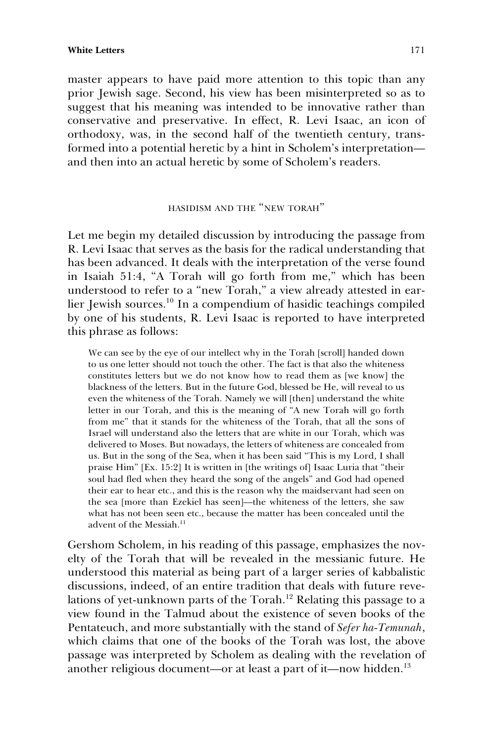master appears to have paid more attention to this topic than any prior Jewish sage. Second, his view has been misinterpreted so as to suggest that his meaning was intended to be innovative rather than conservative and preservative. In effect, R. Levi Isaac, an icon of orthodoxy, was, in the second half of the twentieth century, transformed into a potential heretic by a hint in Scholem's interpretation—and then into an actual heretic by some of Scholem's readers.

## HASIDISM AND THE "NEW TORAH"

Let me begin my detailed discussion by introducing the passage from R. Levi Isaac that serves as the basis for the radical understanding that has been advanced. It deals with the interpretation of the verse found in Isaiah 51:4, "A Torah will go forth from me," which has been understood to refer to a "new Torah," a view already attested in earlier Jewish sources.[10] In a compendium of hasidic teachings compiled by one of his students, R. Levi Isaac is reported to have interpreted this phrase as follows:

> We can see by the eye of our intellect why in the Torah [scroll] handed down to us one letter should not touch the other. The fact is that also the whiteness constitutes letters but we do not know how to read them as [we know] the blackness of the letters. But in the future God, blessed be He, will reveal to us even the whiteness of the Torah. Namely we will [then] understand the white letter in our Torah, and this is the meaning of "A new Torah will go forth from me" that it stands for the whiteness of the Torah, that all the sons of Israel will understand also the letters that are white in our Torah, which was delivered to Moses. But nowadays, the letters of whiteness are concealed from us. But in the song of the Sea, when it has been said "This is my Lord, I shall praise Him" [Ex. 15:2] It is written in [the writings of] Isaac Luria that "their soul had fled when they heard the song of the angels" and God had opened their ear to hear etc., and this is the reason why the maidservant had seen on the sea [more than Ezekiel has seen]—the whiteness of the letters, she saw what has not been seen etc., because the matter has been concealed until the advent of the Messiah.[11]

Gershom Scholem, in his reading of this passage, emphasizes the novelty of the Torah that will be revealed in the messianic future. He understood this material as being part of a larger series of kabbalistic discussions, indeed, of an entire tradition that deals with future revelations of yet-unknown parts of the Torah.[12] Relating this passage to a view found in the Talmud about the existence of seven books of the Pentateuch, and more substantially with the stand of *Sefer ha-Temunah*, which claims that one of the books of the Torah was lost, the above passage was interpreted by Scholem as dealing with the revelation of another religious document—or at least a part of it—now hidden.[13]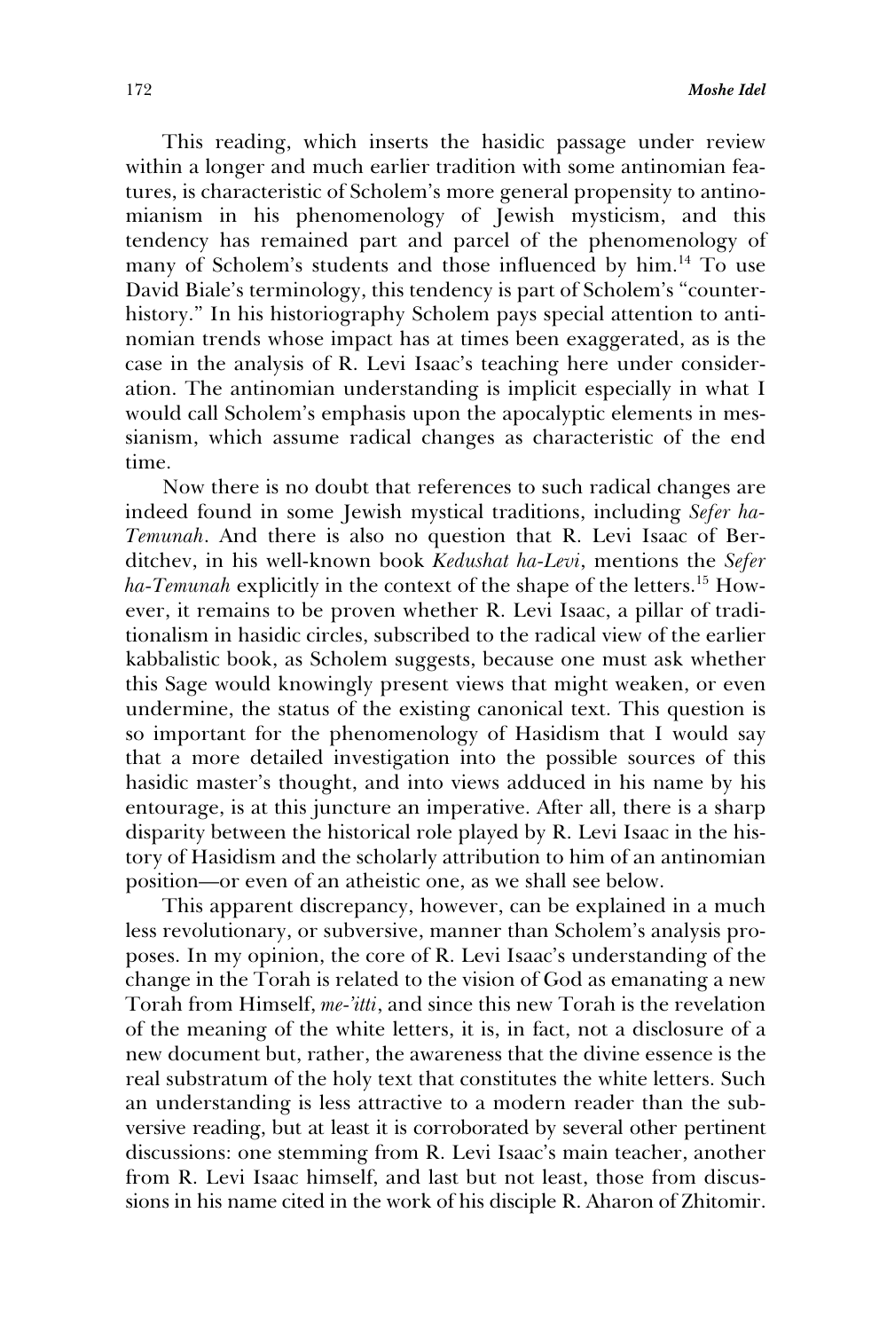This reading, which inserts the hasidic passage under review within a longer and much earlier tradition with some antinomian features, is characteristic of Scholem's more general propensity to antinomianism in his phenomenology of Jewish mysticism, and this tendency has remained part and parcel of the phenomenology of many of Scholem's students and those influenced by him.[14] To use David Biale's terminology, this tendency is part of Scholem's "counterhistory." In his historiography Scholem pays special attention to antinomian trends whose impact has at times been exaggerated, as is the case in the analysis of R. Levi Isaac's teaching here under consideration. The antinomian understanding is implicit especially in what I would call Scholem's emphasis upon the apocalyptic elements in messianism, which assume radical changes as characteristic of the end time.

Now there is no doubt that references to such radical changes are indeed found in some Jewish mystical traditions, including *Sefer ha-Temunah*. And there is also no question that R. Levi Isaac of Berditchev, in his well-known book *Kedushat ha-Levi*, mentions the *Sefer ha-Temunah* explicitly in the context of the shape of the letters.[15] However, it remains to be proven whether R. Levi Isaac, a pillar of traditionalism in hasidic circles, subscribed to the radical view of the earlier kabbalistic book, as Scholem suggests, because one must ask whether this Sage would knowingly present views that might weaken, or even undermine, the status of the existing canonical text. This question is so important for the phenomenology of Hasidism that I would say that a more detailed investigation into the possible sources of this hasidic master's thought, and into views adduced in his name by his entourage, is at this juncture an imperative. After all, there is a sharp disparity between the historical role played by R. Levi Isaac in the history of Hasidism and the scholarly attribution to him of an antinomian position—or even of an atheistic one, as we shall see below.

This apparent discrepancy, however, can be explained in a much less revolutionary, or subversive, manner than Scholem's analysis proposes. In my opinion, the core of R. Levi Isaac's understanding of the change in the Torah is related to the vision of God as emanating a new Torah from Himself, *me-'itti*, and since this new Torah is the revelation of the meaning of the white letters, it is, in fact, not a disclosure of a new document but, rather, the awareness that the divine essence is the real substratum of the holy text that constitutes the white letters. Such an understanding is less attractive to a modern reader than the subversive reading, but at least it is corroborated by several other pertinent discussions: one stemming from R. Levi Isaac's main teacher, another from R. Levi Isaac himself, and last but not least, those from discussions in his name cited in the work of his disciple R. Aharon of Zhitomir.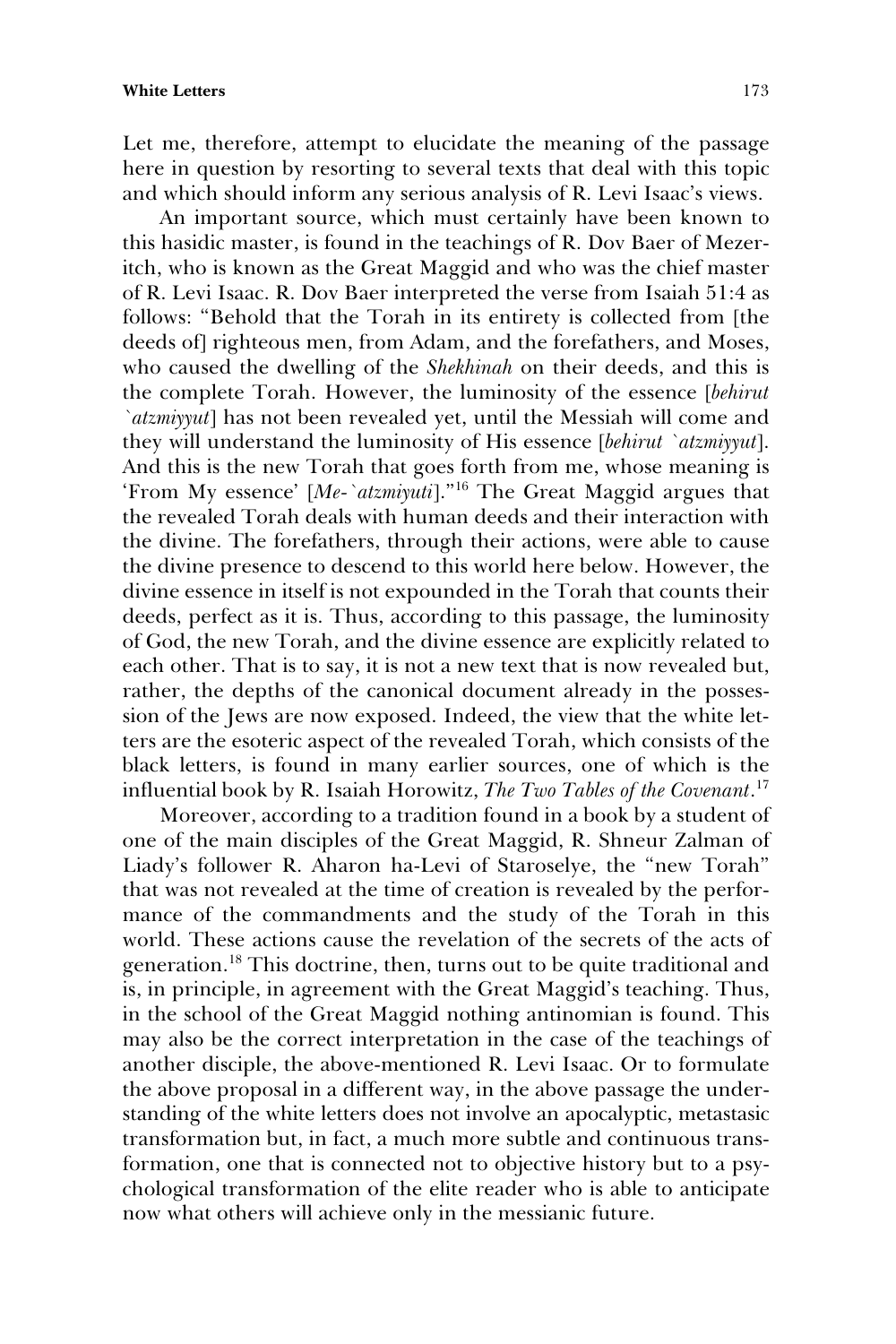Let me, therefore, attempt to elucidate the meaning of the passage here in question by resorting to several texts that deal with this topic and which should inform any serious analysis of R. Levi Isaac's views.

An important source, which must certainly have been known to this hasidic master, is found in the teachings of R. Dov Baer of Mezeritch, who is known as the Great Maggid and who was the chief master of R. Levi Isaac. R. Dov Baer interpreted the verse from Isaiah 51:4 as follows: "Behold that the Torah in its entirety is collected from [the deeds of] righteous men, from Adam, and the forefathers, and Moses, who caused the dwelling of the *Shekhinah* on their deeds, and this is the complete Torah. However, the luminosity of the essence [*behirut `atzmiyyut*] has not been revealed yet, until the Messiah will come and they will understand the luminosity of His essence [*behirut `atzmiyyut*]. And this is the new Torah that goes forth from me, whose meaning is 'From My essence' [*Me-`atzmiyuti*]."[16] The Great Maggid argues that the revealed Torah deals with human deeds and their interaction with the divine. The forefathers, through their actions, were able to cause the divine presence to descend to this world here below. However, the divine essence in itself is not expounded in the Torah that counts their deeds, perfect as it is. Thus, according to this passage, the luminosity of God, the new Torah, and the divine essence are explicitly related to each other. That is to say, it is not a new text that is now revealed but, rather, the depths of the canonical document already in the possession of the Jews are now exposed. Indeed, the view that the white letters are the esoteric aspect of the revealed Torah, which consists of the black letters, is found in many earlier sources, one of which is the influential book by R. Isaiah Horowitz, *The Two Tables of the Covenant*.[17]

Moreover, according to a tradition found in a book by a student of one of the main disciples of the Great Maggid, R. Shneur Zalman of Liady's follower R. Aharon ha-Levi of Staroselye, the "new Torah" that was not revealed at the time of creation is revealed by the performance of the commandments and the study of the Torah in this world. These actions cause the revelation of the secrets of the acts of generation.[18] This doctrine, then, turns out to be quite traditional and is, in principle, in agreement with the Great Maggid's teaching. Thus, in the school of the Great Maggid nothing antinomian is found. This may also be the correct interpretation in the case of the teachings of another disciple, the above-mentioned R. Levi Isaac. Or to formulate the above proposal in a different way, in the above passage the understanding of the white letters does not involve an apocalyptic, metastasic transformation but, in fact, a much more subtle and continuous transformation, one that is connected not to objective history but to a psychological transformation of the elite reader who is able to anticipate now what others will achieve only in the messianic future.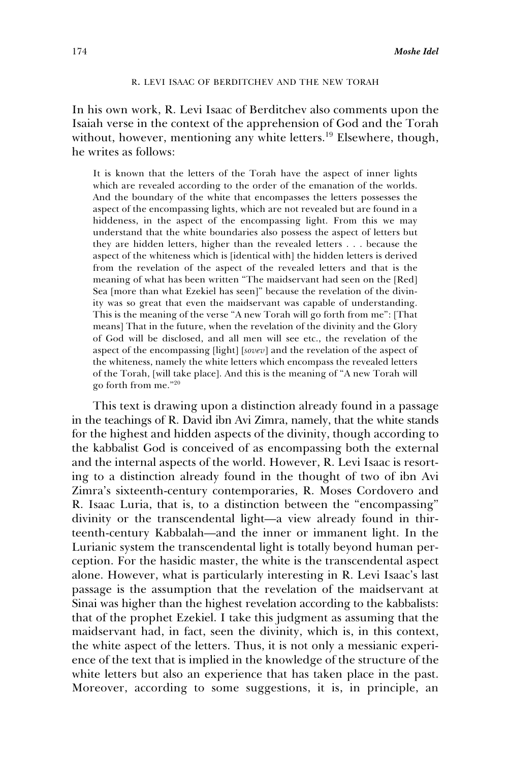## R. LEVI ISAAC OF BERDITCHEV AND THE NEW TORAH

In his own work, R. Levi Isaac of Berditchev also comments upon the Isaiah verse in the context of the apprehension of God and the Torah without, however, mentioning any white letters.[19] Elsewhere, though, he writes as follows:

> It is known that the letters of the Torah have the aspect of inner lights which are revealed according to the order of the emanation of the worlds. And the boundary of the white that encompasses the letters possesses the aspect of the encompassing lights, which are not revealed but are found in a hiddeness, in the aspect of the encompassing light. From this we may understand that the white boundaries also possess the aspect of letters but they are hidden letters, higher than the revealed letters . . . because the aspect of the whiteness which is [identical with] the hidden letters is derived from the revelation of the aspect of the revealed letters and that is the meaning of what has been written "The maidservant had seen on the [Red] Sea [more than what Ezekiel has seen]" because the revelation of the divinity was so great that even the maidservant was capable of understanding. This is the meaning of the verse "A new Torah will go forth from me": [That means] That in the future, when the revelation of the divinity and the Glory of God will be disclosed, and all men will see etc., the revelation of the aspect of the encompassing [light] [*sovev*] and the revelation of the aspect of the whiteness, namely the white letters which encompass the revealed letters of the Torah, [will take place]. And this is the meaning of "A new Torah will go forth from me."[20]

This text is drawing upon a distinction already found in a passage in the teachings of R. David ibn Avi Zimra, namely, that the white stands for the highest and hidden aspects of the divinity, though according to the kabbalist God is conceived of as encompassing both the external and the internal aspects of the world. However, R. Levi Isaac is resorting to a distinction already found in the thought of two of ibn Avi Zimra's sixteenth-century contemporaries, R. Moses Cordovero and R. Isaac Luria, that is, to a distinction between the "encompassing" divinity or the transcendental light—a view already found in thirteenth-century Kabbalah—and the inner or immanent light. In the Lurianic system the transcendental light is totally beyond human perception. For the hasidic master, the white is the transcendental aspect alone. However, what is particularly interesting in R. Levi Isaac's last passage is the assumption that the revelation of the maidservant at Sinai was higher than the highest revelation according to the kabbalists: that of the prophet Ezekiel. I take this judgment as assuming that the maidservant had, in fact, seen the divinity, which is, in this context, the white aspect of the letters. Thus, it is not only a messianic experience of the text that is implied in the knowledge of the structure of the white letters but also an experience that has taken place in the past. Moreover, according to some suggestions, it is, in principle, an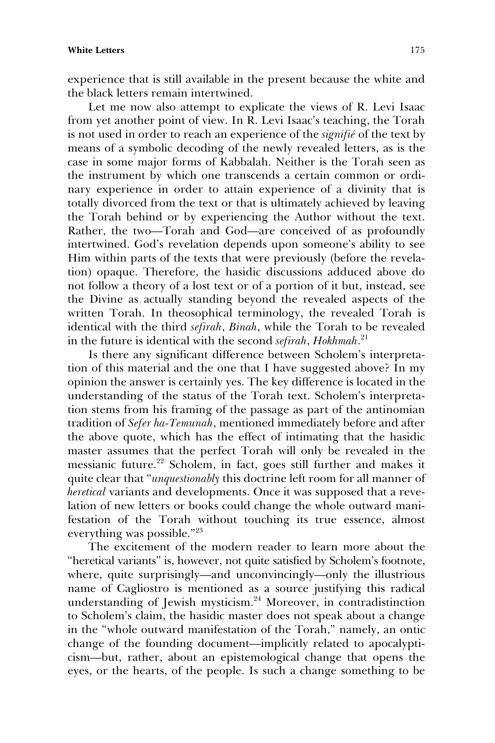experience that is still available in the present because the white and the black letters remain intertwined.

Let me now also attempt to explicate the views of R. Levi Isaac from yet another point of view. In R. Levi Isaac's teaching, the Torah is not used in order to reach an experience of the *signifié* of the text by means of a symbolic decoding of the newly revealed letters, as is the case in some major forms of Kabbalah. Neither is the Torah seen as the instrument by which one transcends a certain common or ordinary experience in order to attain experience of a divinity that is totally divorced from the text or that is ultimately achieved by leaving the Torah behind or by experiencing the Author without the text. Rather, the two—Torah and God—are conceived of as profoundly intertwined. God's revelation depends upon someone's ability to see Him within parts of the texts that were previously (before the revelation) opaque. Therefore, the hasidic discussions adduced above do not follow a theory of a lost text or of a portion of it but, instead, see the Divine as actually standing beyond the revealed aspects of the written Torah. In theosophical terminology, the revealed Torah is identical with the third *sefirah*, *Binah*, while the Torah to be revealed in the future is identical with the second *sefirah*, *Hokhmah*.[21]

Is there any significant difference between Scholem's interpretation of this material and the one that I have suggested above? In my opinion the answer is certainly yes. The key difference is located in the understanding of the status of the Torah text. Scholem's interpretation stems from his framing of the passage as part of the antinomian tradition of *Sefer ha-Temunah*, mentioned immediately before and after the above quote, which has the effect of intimating that the hasidic master assumes that the perfect Torah will only be revealed in the messianic future.[22] Scholem, in fact, goes still further and makes it quite clear that "*unquestionably* this doctrine left room for all manner of *heretical* variants and developments. Once it was supposed that a revelation of new letters or books could change the whole outward manifestation of the Torah without touching its true essence, almost everything was possible."[23]

The excitement of the modern reader to learn more about the "heretical variants" is, however, not quite satisfied by Scholem's footnote, where, quite surprisingly—and unconvincingly—only the illustrious name of Cagliostro is mentioned as a source justifying this radical understanding of Jewish mysticism.[24] Moreover, in contradistinction to Scholem's claim, the hasidic master does not speak about a change in the "whole outward manifestation of the Torah," namely, an ontic change of the founding document—implicitly related to apocalypticism—but, rather, about an epistemological change that opens the eyes, or the hearts, of the people. Is such a change something to be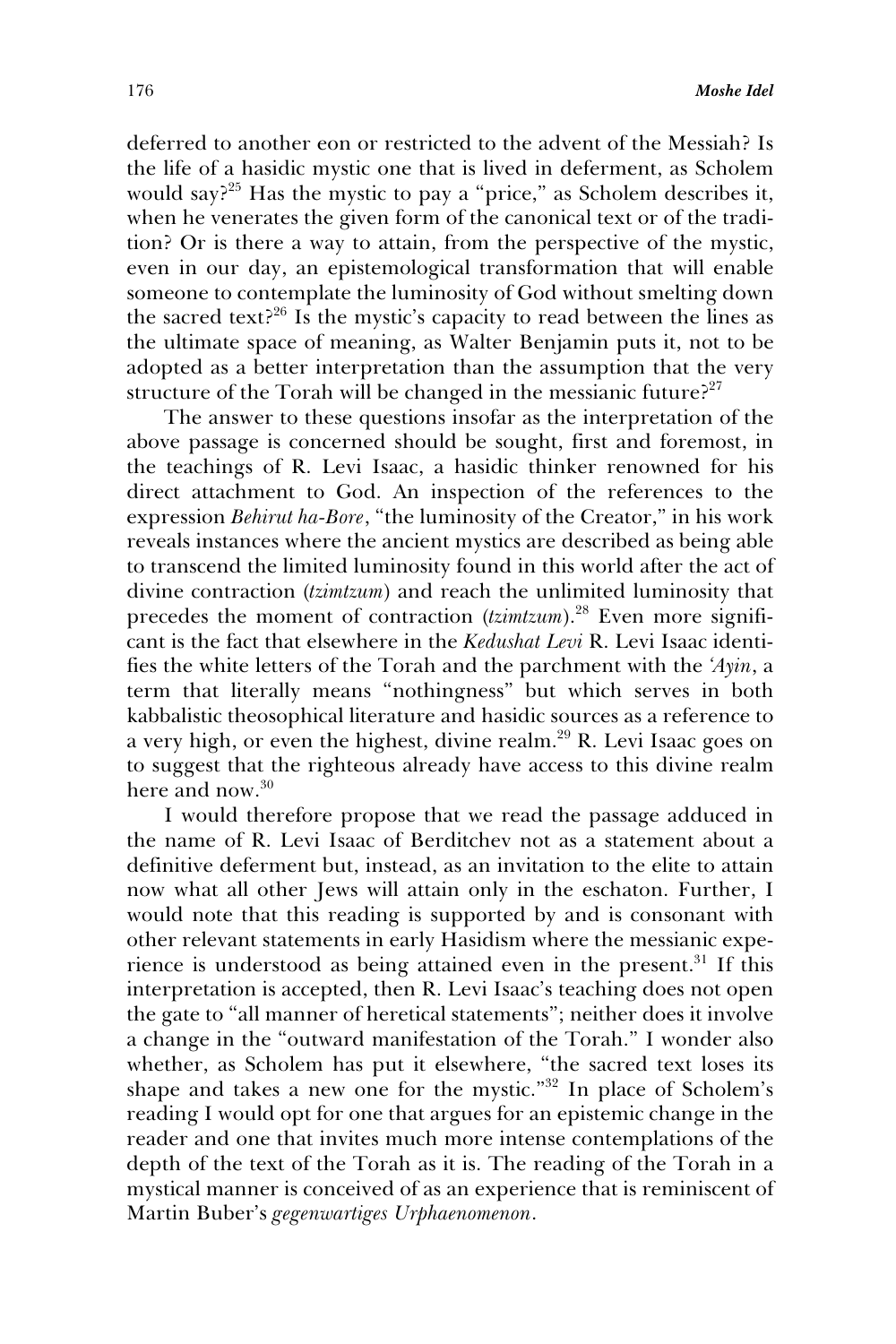deferred to another eon or restricted to the advent of the Messiah? Is the life of a hasidic mystic one that is lived in deferment, as Scholem would say?[25] Has the mystic to pay a "price," as Scholem describes it, when he venerates the given form of the canonical text or of the tradition? Or is there a way to attain, from the perspective of the mystic, even in our day, an epistemological transformation that will enable someone to contemplate the luminosity of God without smelting down the sacred text?[26] Is the mystic's capacity to read between the lines as the ultimate space of meaning, as Walter Benjamin puts it, not to be adopted as a better interpretation than the assumption that the very structure of the Torah will be changed in the messianic future?[27]

The answer to these questions insofar as the interpretation of the above passage is concerned should be sought, first and foremost, in the teachings of R. Levi Isaac, a hasidic thinker renowned for his direct attachment to God. An inspection of the references to the expression *Behirut ha-Bore*, "the luminosity of the Creator," in his work reveals instances where the ancient mystics are described as being able to transcend the limited luminosity found in this world after the act of divine contraction (*tzimtzum*) and reach the unlimited luminosity that precedes the moment of contraction (*tzimtzum*).[28] Even more significant is the fact that elsewhere in the *Kedushat Levi* R. Levi Isaac identifies the white letters of the Torah and the parchment with the *'Ayin*, a term that literally means "nothingness" but which serves in both kabbalistic theosophical literature and hasidic sources as a reference to a very high, or even the highest, divine realm.[29] R. Levi Isaac goes on to suggest that the righteous already have access to this divine realm here and now.[30]

I would therefore propose that we read the passage adduced in the name of R. Levi Isaac of Berditchev not as a statement about a definitive deferment but, instead, as an invitation to the elite to attain now what all other Jews will attain only in the eschaton. Further, I would note that this reading is supported by and is consonant with other relevant statements in early Hasidism where the messianic experience is understood as being attained even in the present.[31] If this interpretation is accepted, then R. Levi Isaac's teaching does not open the gate to "all manner of heretical statements"; neither does it involve a change in the "outward manifestation of the Torah." I wonder also whether, as Scholem has put it elsewhere, "the sacred text loses its shape and takes a new one for the mystic."[32] In place of Scholem's reading I would opt for one that argues for an epistemic change in the reader and one that invites much more intense contemplations of the depth of the text of the Torah as it is. The reading of the Torah in a mystical manner is conceived of as an experience that is reminiscent of Martin Buber's *gegenwartiges Urphaenomenon*.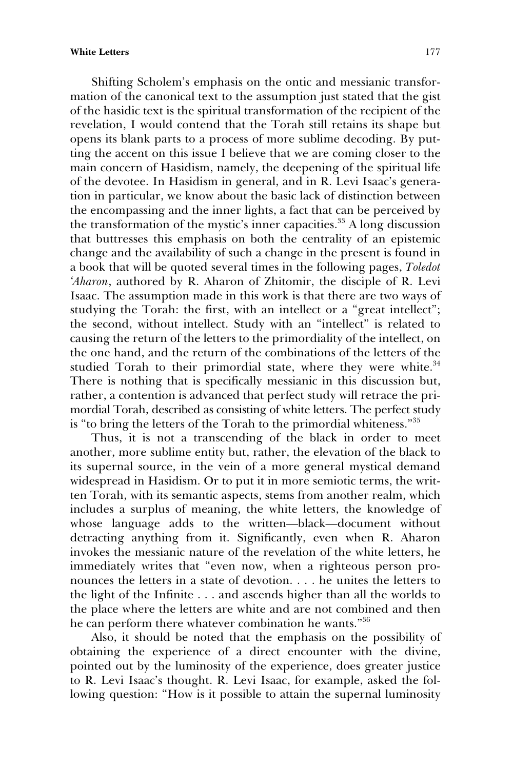Shifting Scholem's emphasis on the ontic and messianic transformation of the canonical text to the assumption just stated that the gist of the hasidic text is the spiritual transformation of the recipient of the revelation, I would contend that the Torah still retains its shape but opens its blank parts to a process of more sublime decoding. By putting the accent on this issue I believe that we are coming closer to the main concern of Hasidism, namely, the deepening of the spiritual life of the devotee. In Hasidism in general, and in R. Levi Isaac's generation in particular, we know about the basic lack of distinction between the encompassing and the inner lights, a fact that can be perceived by the transformation of the mystic's inner capacities.[33] A long discussion that buttresses this emphasis on both the centrality of an epistemic change and the availability of such a change in the present is found in a book that will be quoted several times in the following pages, *Toledot 'Aharon*, authored by R. Aharon of Zhitomir, the disciple of R. Levi Isaac. The assumption made in this work is that there are two ways of studying the Torah: the first, with an intellect or a "great intellect"; the second, without intellect. Study with an "intellect" is related to causing the return of the letters to the primordiality of the intellect, on the one hand, and the return of the combinations of the letters of the studied Torah to their primordial state, where they were white.[34] There is nothing that is specifically messianic in this discussion but, rather, a contention is advanced that perfect study will retrace the primordial Torah, described as consisting of white letters. The perfect study is "to bring the letters of the Torah to the primordial whiteness."[35]

Thus, it is not a transcending of the black in order to meet another, more sublime entity but, rather, the elevation of the black to its supernal source, in the vein of a more general mystical demand widespread in Hasidism. Or to put it in more semiotic terms, the written Torah, with its semantic aspects, stems from another realm, which includes a surplus of meaning, the white letters, the knowledge of whose language adds to the written—black—document without detracting anything from it. Significantly, even when R. Aharon invokes the messianic nature of the revelation of the white letters, he immediately writes that "even now, when a righteous person pronounces the letters in a state of devotion. . . . he unites the letters to the light of the Infinite . . . and ascends higher than all the worlds to the place where the letters are white and are not combined and then he can perform there whatever combination he wants."[36]

Also, it should be noted that the emphasis on the possibility of obtaining the experience of a direct encounter with the divine, pointed out by the luminosity of the experience, does greater justice to R. Levi Isaac's thought. R. Levi Isaac, for example, asked the following question: "How is it possible to attain the supernal luminosity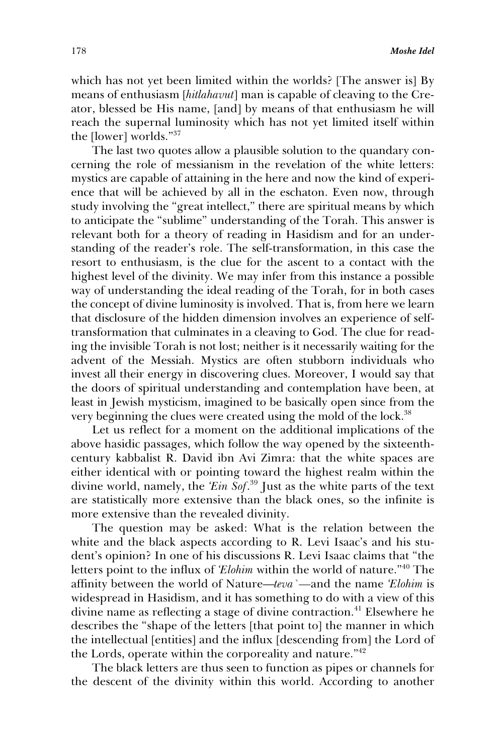which has not yet been limited within the worlds? [The answer is] By means of enthusiasm [*hitlahavut*] man is capable of cleaving to the Creator, blessed be His name, [and] by means of that enthusiasm he will reach the supernal luminosity which has not yet limited itself within the [lower] worlds."[37]

The last two quotes allow a plausible solution to the quandary concerning the role of messianism in the revelation of the white letters: mystics are capable of attaining in the here and now the kind of experience that will be achieved by all in the eschaton. Even now, through study involving the "great intellect," there are spiritual means by which to anticipate the "sublime" understanding of the Torah. This answer is relevant both for a theory of reading in Hasidism and for an understanding of the reader's role. The self-transformation, in this case the resort to enthusiasm, is the clue for the ascent to a contact with the highest level of the divinity. We may infer from this instance a possible way of understanding the ideal reading of the Torah, for in both cases the concept of divine luminosity is involved. That is, from here we learn that disclosure of the hidden dimension involves an experience of self-transformation that culminates in a cleaving to God. The clue for reading the invisible Torah is not lost; neither is it necessarily waiting for the advent of the Messiah. Mystics are often stubborn individuals who invest all their energy in discovering clues. Moreover, I would say that the doors of spiritual understanding and contemplation have been, at least in Jewish mysticism, imagined to be basically open since from the very beginning the clues were created using the mold of the lock.[38]

Let us reflect for a moment on the additional implications of the above hasidic passages, which follow the way opened by the sixteenth-century kabbalist R. David ibn Avi Zimra: that the white spaces are either identical with or pointing toward the highest realm within the divine world, namely, the *'Ein Sof*.[39] Just as the white parts of the text are statistically more extensive than the black ones, so the infinite is more extensive than the revealed divinity.

The question may be asked: What is the relation between the white and the black aspects according to R. Levi Isaac's and his student's opinion? In one of his discussions R. Levi Isaac claims that "the letters point to the influx of *'Elohim* within the world of nature."[40] The affinity between the world of Nature—*teva`*—and the name *'Elohim* is widespread in Hasidism, and it has something to do with a view of this divine name as reflecting a stage of divine contraction.[41] Elsewhere he describes the "shape of the letters [that point to] the manner in which the intellectual [entities] and the influx [descending from] the Lord of the Lords, operate within the corporeality and nature."[42]

The black letters are thus seen to function as pipes or channels for the descent of the divinity within this world. According to another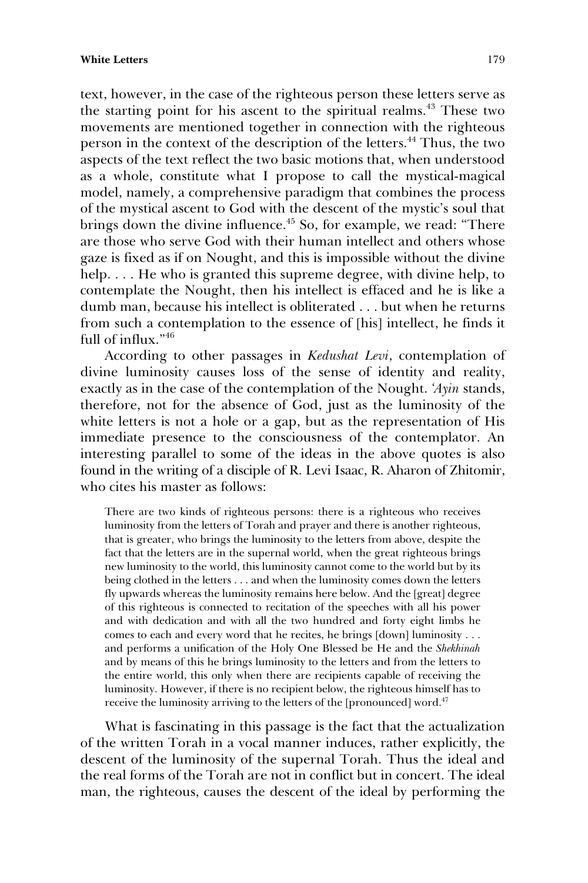text, however, in the case of the righteous person these letters serve as the starting point for his ascent to the spiritual realms.[43] These two movements are mentioned together in connection with the righteous person in the context of the description of the letters.[44] Thus, the two aspects of the text reflect the two basic motions that, when understood as a whole, constitute what I propose to call the mystical-magical model, namely, a comprehensive paradigm that combines the process of the mystical ascent to God with the descent of the mystic's soul that brings down the divine influence.[45] So, for example, we read: "There are those who serve God with their human intellect and others whose gaze is fixed as if on Nought, and this is impossible without the divine help. . . . He who is granted this supreme degree, with divine help, to contemplate the Nought, then his intellect is effaced and he is like a dumb man, because his intellect is obliterated . . . but when he returns from such a contemplation to the essence of [his] intellect, he finds it full of influx."[46]

According to other passages in *Kedushat Levi*, contemplation of divine luminosity causes loss of the sense of identity and reality, exactly as in the case of the contemplation of the Nought. *'Ayin* stands, therefore, not for the absence of God, just as the luminosity of the white letters is not a hole or a gap, but as the representation of His immediate presence to the consciousness of the contemplator. An interesting parallel to some of the ideas in the above quotes is also found in the writing of a disciple of R. Levi Isaac, R. Aharon of Zhitomir, who cites his master as follows:

> There are two kinds of righteous persons: there is a righteous who receives luminosity from the letters of Torah and prayer and there is another righteous, that is greater, who brings the luminosity to the letters from above, despite the fact that the letters are in the supernal world, when the great righteous brings new luminosity to the world, this luminosity cannot come to the world but by its being clothed in the letters . . . and when the luminosity comes down the letters fly upwards whereas the luminosity remains here below. And the [great] degree of this righteous is connected to recitation of the speeches with all his power and with dedication and with all the two hundred and forty eight limbs he comes to each and every word that he recites, he brings [down] luminosity . . . and performs a unification of the Holy One Blessed be He and the *Shekhinah* and by means of this he brings luminosity to the letters and from the letters to the entire world, this only when there are recipients capable of receiving the luminosity. However, if there is no recipient below, the righteous himself has to receive the luminosity arriving to the letters of the [pronounced] word.[47]

What is fascinating in this passage is the fact that the actualization of the written Torah in a vocal manner induces, rather explicitly, the descent of the luminosity of the supernal Torah. Thus the ideal and the real forms of the Torah are not in conflict but in concert. The ideal man, the righteous, causes the descent of the ideal by performing the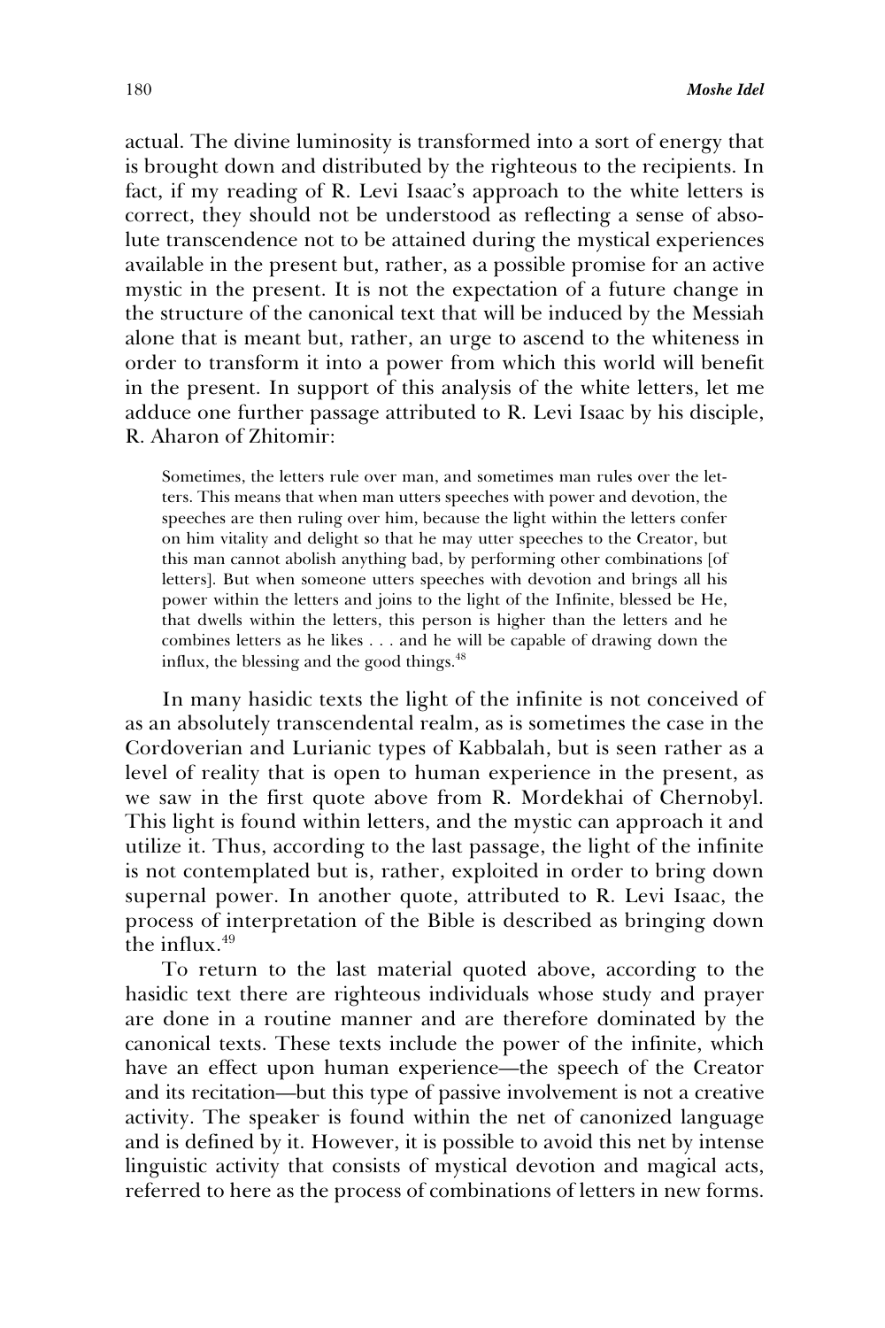actual. The divine luminosity is transformed into a sort of energy that is brought down and distributed by the righteous to the recipients. In fact, if my reading of R. Levi Isaac's approach to the white letters is correct, they should not be understood as reflecting a sense of absolute transcendence not to be attained during the mystical experiences available in the present but, rather, as a possible promise for an active mystic in the present. It is not the expectation of a future change in the structure of the canonical text that will be induced by the Messiah alone that is meant but, rather, an urge to ascend to the whiteness in order to transform it into a power from which this world will benefit in the present. In support of this analysis of the white letters, let me adduce one further passage attributed to R. Levi Isaac by his disciple, R. Aharon of Zhitomir:

> Sometimes, the letters rule over man, and sometimes man rules over the letters. This means that when man utters speeches with power and devotion, the speeches are then ruling over him, because the light within the letters confer on him vitality and delight so that he may utter speeches to the Creator, but this man cannot abolish anything bad, by performing other combinations [of letters]. But when someone utters speeches with devotion and brings all his power within the letters and joins to the light of the Infinite, blessed be He, that dwells within the letters, this person is higher than the letters and he combines letters as he likes . . . and he will be capable of drawing down the influx, the blessing and the good things.[48]

In many hasidic texts the light of the infinite is not conceived of as an absolutely transcendental realm, as is sometimes the case in the Cordoverian and Lurianic types of Kabbalah, but is seen rather as a level of reality that is open to human experience in the present, as we saw in the first quote above from R. Mordekhai of Chernobyl. This light is found within letters, and the mystic can approach it and utilize it. Thus, according to the last passage, the light of the infinite is not contemplated but is, rather, exploited in order to bring down supernal power. In another quote, attributed to R. Levi Isaac, the process of interpretation of the Bible is described as bringing down the influx.[49]

To return to the last material quoted above, according to the hasidic text there are righteous individuals whose study and prayer are done in a routine manner and are therefore dominated by the canonical texts. These texts include the power of the infinite, which have an effect upon human experience—the speech of the Creator and its recitation—but this type of passive involvement is not a creative activity. The speaker is found within the net of canonized language and is defined by it. However, it is possible to avoid this net by intense linguistic activity that consists of mystical devotion and magical acts, referred to here as the process of combinations of letters in new forms.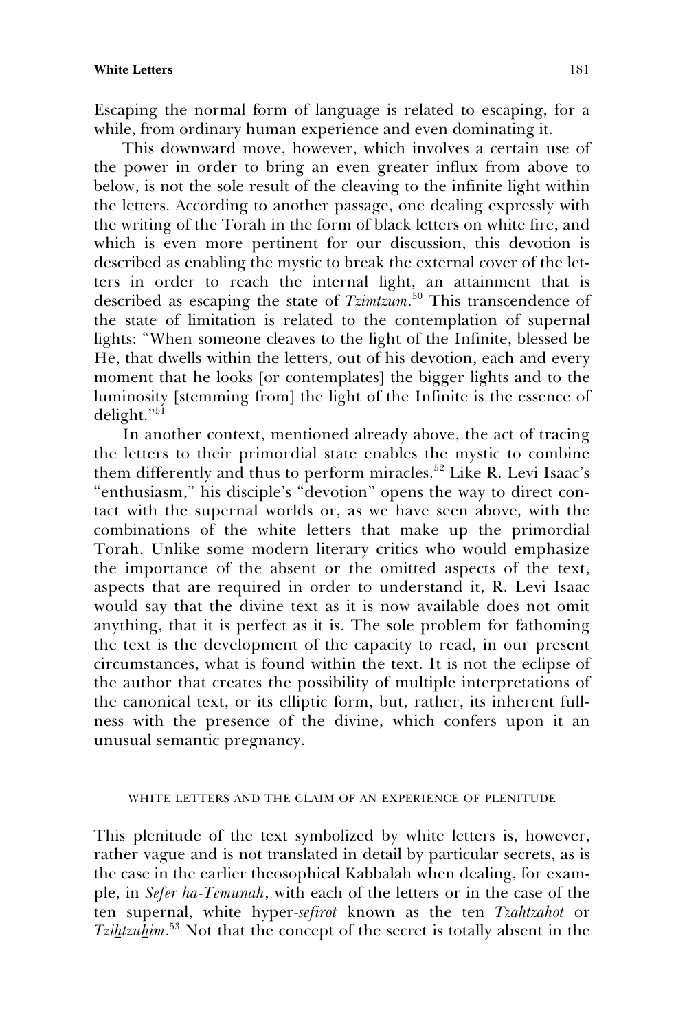Escaping the normal form of language is related to escaping, for a while, from ordinary human experience and even dominating it.

This downward move, however, which involves a certain use of the power in order to bring an even greater influx from above to below, is not the sole result of the cleaving to the infinite light within the letters. According to another passage, one dealing expressly with the writing of the Torah in the form of black letters on white fire, and which is even more pertinent for our discussion, this devotion is described as enabling the mystic to break the external cover of the letters in order to reach the internal light, an attainment that is described as escaping the state of *Tzimtzum*.[50] This transcendence of the state of limitation is related to the contemplation of supernal lights: "When someone cleaves to the light of the Infinite, blessed be He, that dwells within the letters, out of his devotion, each and every moment that he looks [or contemplates] the bigger lights and to the luminosity [stemming from] the light of the Infinite is the essence of delight."[51]

In another context, mentioned already above, the act of tracing the letters to their primordial state enables the mystic to combine them differently and thus to perform miracles.[52] Like R. Levi Isaac's "enthusiasm," his disciple's "devotion" opens the way to direct contact with the supernal worlds or, as we have seen above, with the combinations of the white letters that make up the primordial Torah. Unlike some modern literary critics who would emphasize the importance of the absent or the omitted aspects of the text, aspects that are required in order to understand it, R. Levi Isaac would say that the divine text as it is now available does not omit anything, that it is perfect as it is. The sole problem for fathoming the text is the development of the capacity to read, in our present circumstances, what is found within the text. It is not the eclipse of the author that creates the possibility of multiple interpretations of the canonical text, or its elliptic form, but, rather, its inherent fullness with the presence of the divine, which confers upon it an unusual semantic pregnancy.

## WHITE LETTERS AND THE CLAIM OF AN EXPERIENCE OF PLENITUDE

This plenitude of the text symbolized by white letters is, however, rather vague and is not translated in detail by particular secrets, as is the case in the earlier theosophical Kabbalah when dealing, for example, in *Sefer ha-Temunah*, with each of the letters or in the case of the ten supernal, white hyper-*sefirot* known as the ten *Tzahtzahot* or *Tzi<u>h</u>tzu<u>h</u>im*.[53] Not that the concept of the secret is totally absent in the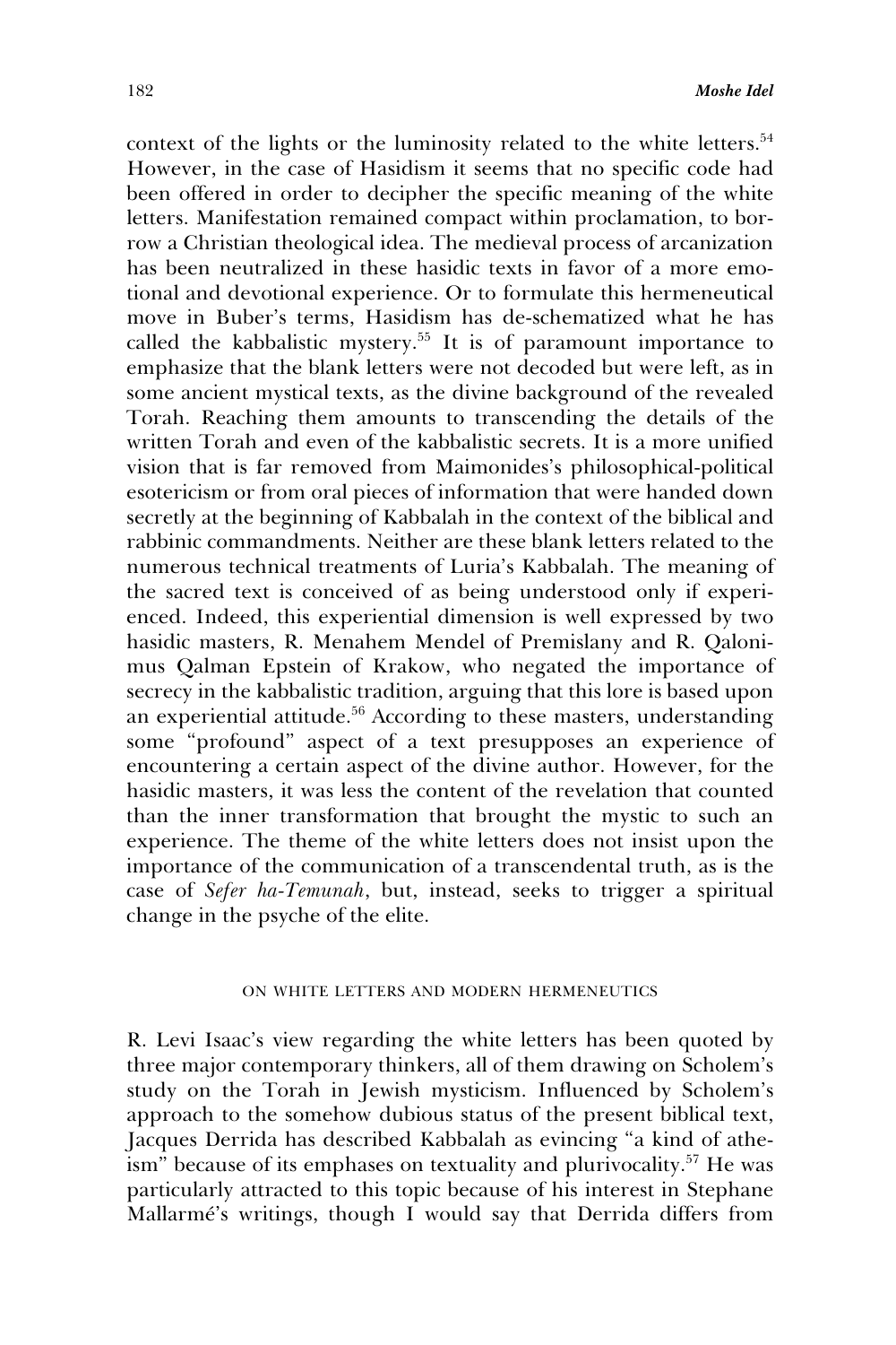context of the lights or the luminosity related to the white letters.[54] However, in the case of Hasidism it seems that no specific code had been offered in order to decipher the specific meaning of the white letters. Manifestation remained compact within proclamation, to borrow a Christian theological idea. The medieval process of arcanization has been neutralized in these hasidic texts in favor of a more emotional and devotional experience. Or to formulate this hermeneutical move in Buber's terms, Hasidism has de-schematized what he has called the kabbalistic mystery.[55] It is of paramount importance to emphasize that the blank letters were not decoded but were left, as in some ancient mystical texts, as the divine background of the revealed Torah. Reaching them amounts to transcending the details of the written Torah and even of the kabbalistic secrets. It is a more unified vision that is far removed from Maimonides's philosophical-political esotericism or from oral pieces of information that were handed down secretly at the beginning of Kabbalah in the context of the biblical and rabbinic commandments. Neither are these blank letters related to the numerous technical treatments of Luria's Kabbalah. The meaning of the sacred text is conceived of as being understood only if experienced. Indeed, this experiential dimension is well expressed by two hasidic masters, R. Menahem Mendel of Premislany and R. Qalonimus Qalman Epstein of Krakow, who negated the importance of secrecy in the kabbalistic tradition, arguing that this lore is based upon an experiential attitude.[56] According to these masters, understanding some "profound" aspect of a text presupposes an experience of encountering a certain aspect of the divine author. However, for the hasidic masters, it was less the content of the revelation that counted than the inner transformation that brought the mystic to such an experience. The theme of the white letters does not insist upon the importance of the communication of a transcendental truth, as is the case of *Sefer ha-Temunah*, but, instead, seeks to trigger a spiritual change in the psyche of the elite.

## ON WHITE LETTERS AND MODERN HERMENEUTICS

R. Levi Isaac's view regarding the white letters has been quoted by three major contemporary thinkers, all of them drawing on Scholem's study on the Torah in Jewish mysticism. Influenced by Scholem's approach to the somehow dubious status of the present biblical text, Jacques Derrida has described Kabbalah as evincing "a kind of atheism" because of its emphases on textuality and plurivocality.[57] He was particularly attracted to this topic because of his interest in Stephane Mallarmé's writings, though I would say that Derrida differs from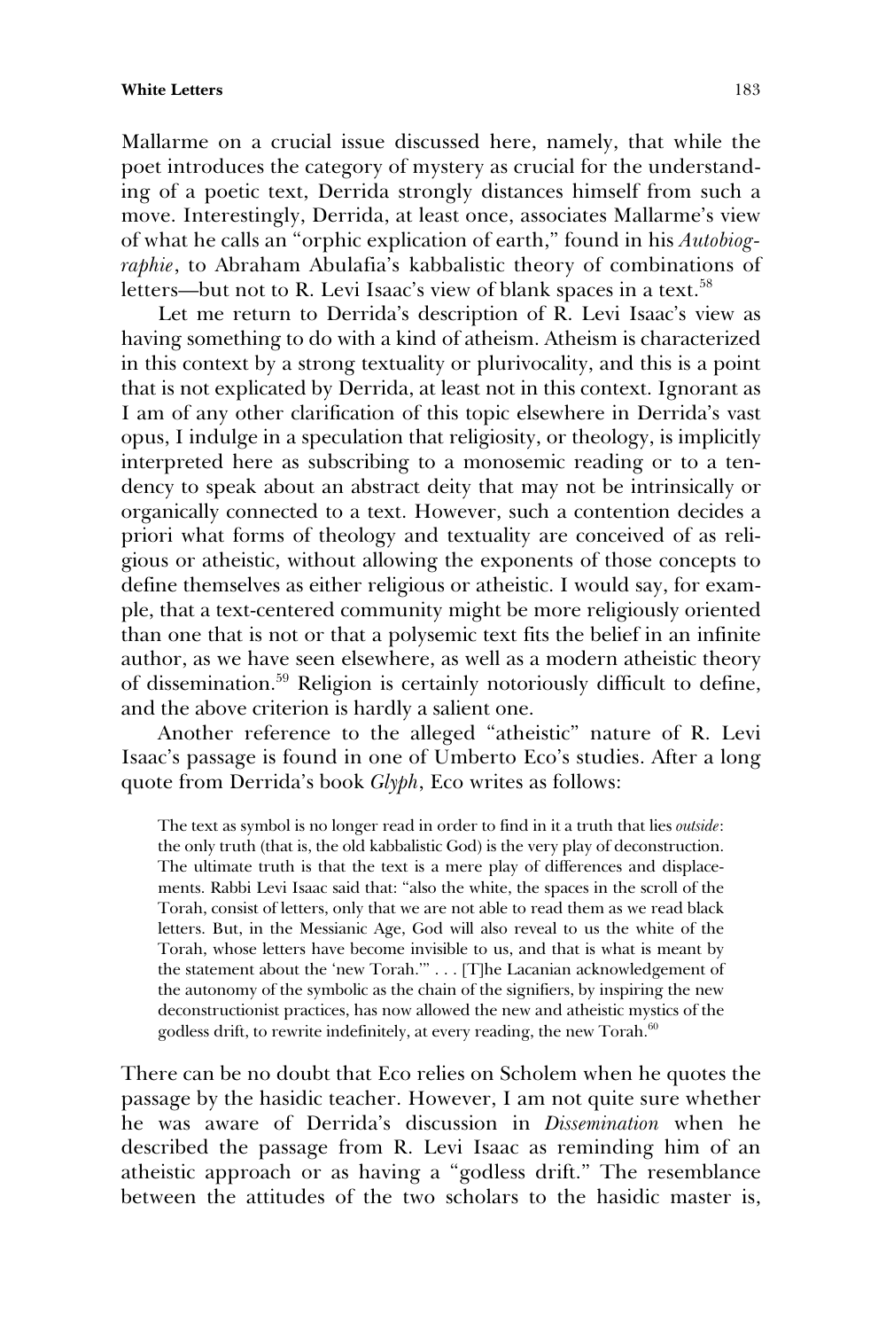Mallarme on a crucial issue discussed here, namely, that while the poet introduces the category of mystery as crucial for the understanding of a poetic text, Derrida strongly distances himself from such a move. Interestingly, Derrida, at least once, associates Mallarme's view of what he calls an "orphic explication of earth," found in his *Autobiographie*, to Abraham Abulafia's kabbalistic theory of combinations of letters—but not to R. Levi Isaac's view of blank spaces in a text.[58]

Let me return to Derrida's description of R. Levi Isaac's view as having something to do with a kind of atheism. Atheism is characterized in this context by a strong textuality or plurivocality, and this is a point that is not explicated by Derrida, at least not in this context. Ignorant as I am of any other clarification of this topic elsewhere in Derrida's vast opus, I indulge in a speculation that religiosity, or theology, is implicitly interpreted here as subscribing to a monosemic reading or to a tendency to speak about an abstract deity that may not be intrinsically or organically connected to a text. However, such a contention decides a priori what forms of theology and textuality are conceived of as religious or atheistic, without allowing the exponents of those concepts to define themselves as either religious or atheistic. I would say, for example, that a text-centered community might be more religiously oriented than one that is not or that a polysemic text fits the belief in an infinite author, as we have seen elsewhere, as well as a modern atheistic theory of dissemination.[59] Religion is certainly notoriously difficult to define, and the above criterion is hardly a salient one.

Another reference to the alleged "atheistic" nature of R. Levi Isaac's passage is found in one of Umberto Eco's studies. After a long quote from Derrida's book *Glyph*, Eco writes as follows:

> The text as symbol is no longer read in order to find in it a truth that lies *outside*: the only truth (that is, the old kabbalistic God) is the very play of deconstruction. The ultimate truth is that the text is a mere play of differences and displacements. Rabbi Levi Isaac said that: "also the white, the spaces in the scroll of the Torah, consist of letters, only that we are not able to read them as we read black letters. But, in the Messianic Age, God will also reveal to us the white of the Torah, whose letters have become invisible to us, and that is what is meant by the statement about the 'new Torah.'" . . . [T]he Lacanian acknowledgement of the autonomy of the symbolic as the chain of the signifiers, by inspiring the new deconstructionist practices, has now allowed the new and atheistic mystics of the godless drift, to rewrite indefinitely, at every reading, the new Torah.[60]

There can be no doubt that Eco relies on Scholem when he quotes the passage by the hasidic teacher. However, I am not quite sure whether he was aware of Derrida's discussion in *Dissemination* when he described the passage from R. Levi Isaac as reminding him of an atheistic approach or as having a "godless drift." The resemblance between the attitudes of the two scholars to the hasidic master is,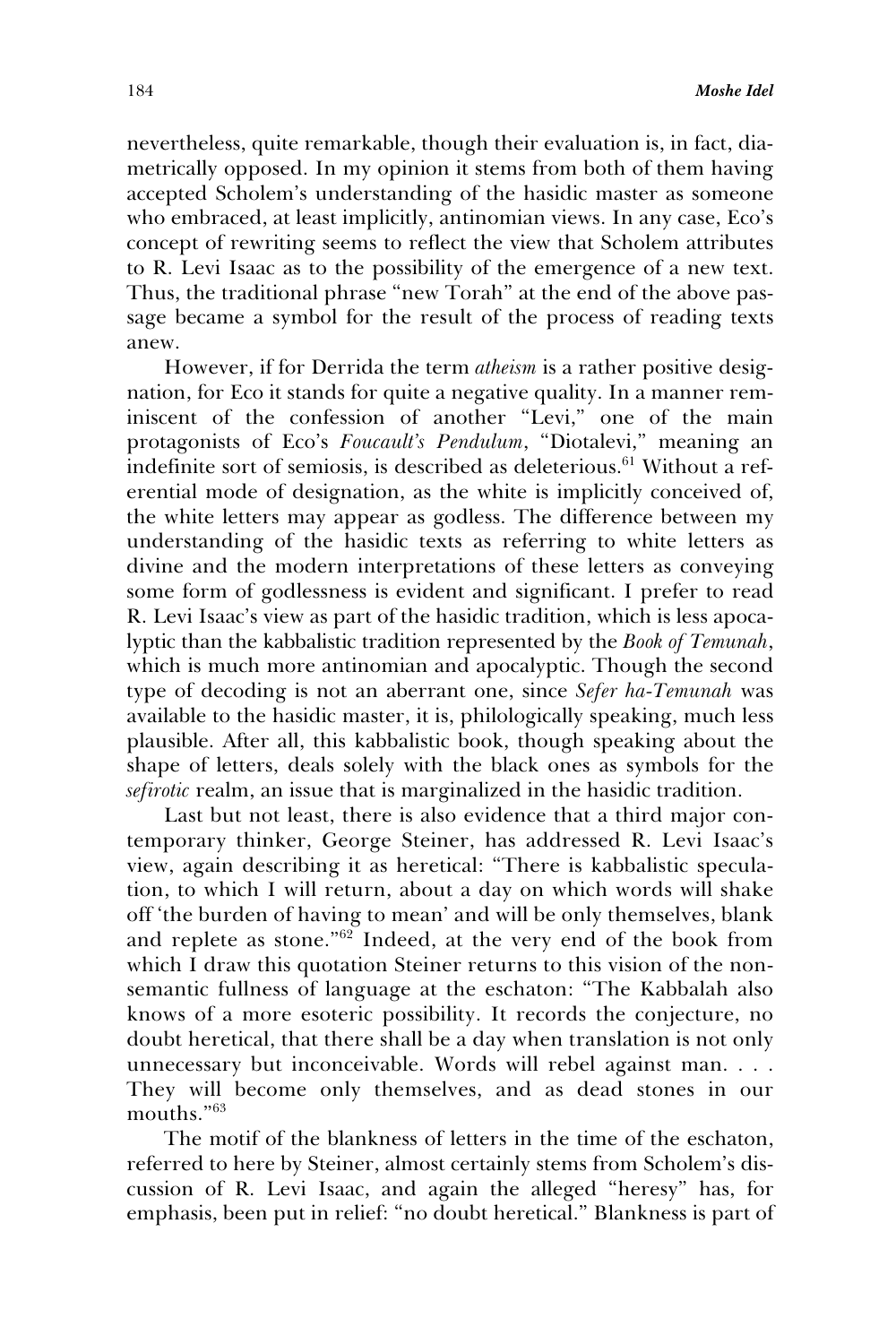nevertheless, quite remarkable, though their evaluation is, in fact, diametrically opposed. In my opinion it stems from both of them having accepted Scholem's understanding of the hasidic master as someone who embraced, at least implicitly, antinomian views. In any case, Eco's concept of rewriting seems to reflect the view that Scholem attributes to R. Levi Isaac as to the possibility of the emergence of a new text. Thus, the traditional phrase "new Torah" at the end of the above passage became a symbol for the result of the process of reading texts anew.

However, if for Derrida the term *atheism* is a rather positive designation, for Eco it stands for quite a negative quality. In a manner reminiscent of the confession of another "Levi," one of the main protagonists of Eco's *Foucault's Pendulum*, "Diotalevi," meaning an indefinite sort of semiosis, is described as deleterious.[61] Without a referential mode of designation, as the white is implicitly conceived of, the white letters may appear as godless. The difference between my understanding of the hasidic texts as referring to white letters as divine and the modern interpretations of these letters as conveying some form of godlessness is evident and significant. I prefer to read R. Levi Isaac's view as part of the hasidic tradition, which is less apocalyptic than the kabbalistic tradition represented by the *Book of Temunah*, which is much more antinomian and apocalyptic. Though the second type of decoding is not an aberrant one, since *Sefer ha-Temunah* was available to the hasidic master, it is, philologically speaking, much less plausible. After all, this kabbalistic book, though speaking about the shape of letters, deals solely with the black ones as symbols for the *sefirotic* realm, an issue that is marginalized in the hasidic tradition.

Last but not least, there is also evidence that a third major contemporary thinker, George Steiner, has addressed R. Levi Isaac's view, again describing it as heretical: "There is kabbalistic speculation, to which I will return, about a day on which words will shake off 'the burden of having to mean' and will be only themselves, blank and replete as stone."[62] Indeed, at the very end of the book from which I draw this quotation Steiner returns to this vision of the nonsemantic fullness of language at the eschaton: "The Kabbalah also knows of a more esoteric possibility. It records the conjecture, no doubt heretical, that there shall be a day when translation is not only unnecessary but inconceivable. Words will rebel against man. . . . They will become only themselves, and as dead stones in our mouths."[63]

The motif of the blankness of letters in the time of the eschaton, referred to here by Steiner, almost certainly stems from Scholem's discussion of R. Levi Isaac, and again the alleged "heresy" has, for emphasis, been put in relief: "no doubt heretical." Blankness is part of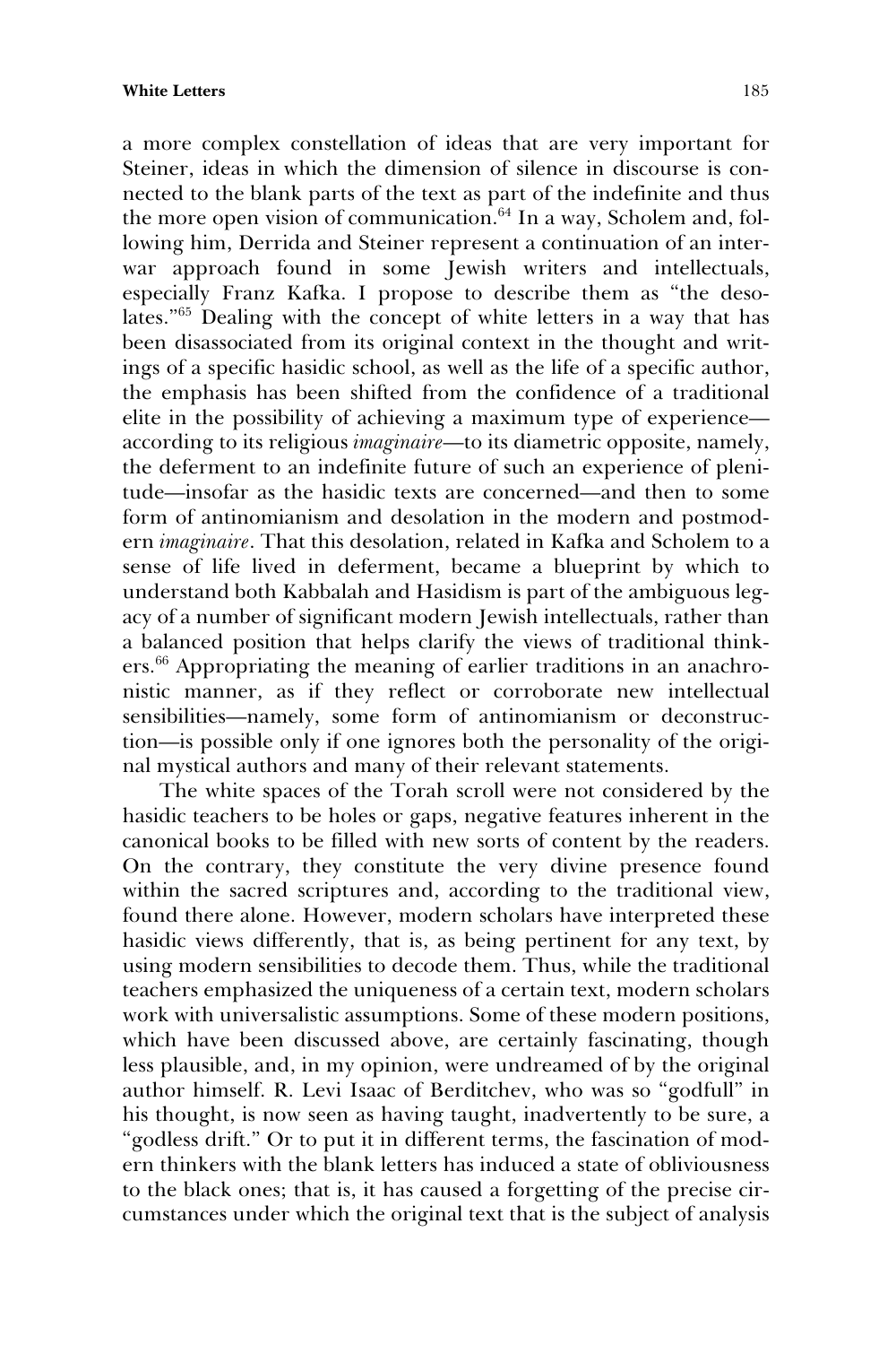a more complex constellation of ideas that are very important for Steiner, ideas in which the dimension of silence in discourse is connected to the blank parts of the text as part of the indefinite and thus the more open vision of communication.[64] In a way, Scholem and, following him, Derrida and Steiner represent a continuation of an interwar approach found in some Jewish writers and intellectuals, especially Franz Kafka. I propose to describe them as "the desolates."[65] Dealing with the concept of white letters in a way that has been disassociated from its original context in the thought and writings of a specific hasidic school, as well as the life of a specific author, the emphasis has been shifted from the confidence of a traditional elite in the possibility of achieving a maximum type of experience—according to its religious *imaginaire*—to its diametric opposite, namely, the deferment to an indefinite future of such an experience of plenitude—insofar as the hasidic texts are concerned—and then to some form of antinomianism and desolation in the modern and postmodern *imaginaire*. That this desolation, related in Kafka and Scholem to a sense of life lived in deferment, became a blueprint by which to understand both Kabbalah and Hasidism is part of the ambiguous legacy of a number of significant modern Jewish intellectuals, rather than a balanced position that helps clarify the views of traditional thinkers.[66] Appropriating the meaning of earlier traditions in an anachronistic manner, as if they reflect or corroborate new intellectual sensibilities—namely, some form of antinomianism or deconstruction—is possible only if one ignores both the personality of the original mystical authors and many of their relevant statements.

The white spaces of the Torah scroll were not considered by the hasidic teachers to be holes or gaps, negative features inherent in the canonical books to be filled with new sorts of content by the readers. On the contrary, they constitute the very divine presence found within the sacred scriptures and, according to the traditional view, found there alone. However, modern scholars have interpreted these hasidic views differently, that is, as being pertinent for any text, by using modern sensibilities to decode them. Thus, while the traditional teachers emphasized the uniqueness of a certain text, modern scholars work with universalistic assumptions. Some of these modern positions, which have been discussed above, are certainly fascinating, though less plausible, and, in my opinion, were undreamed of by the original author himself. R. Levi Isaac of Berditchev, who was so "godfull" in his thought, is now seen as having taught, inadvertently to be sure, a "godless drift." Or to put it in different terms, the fascination of modern thinkers with the blank letters has induced a state of obliviousness to the black ones; that is, it has caused a forgetting of the precise circumstances under which the original text that is the subject of analysis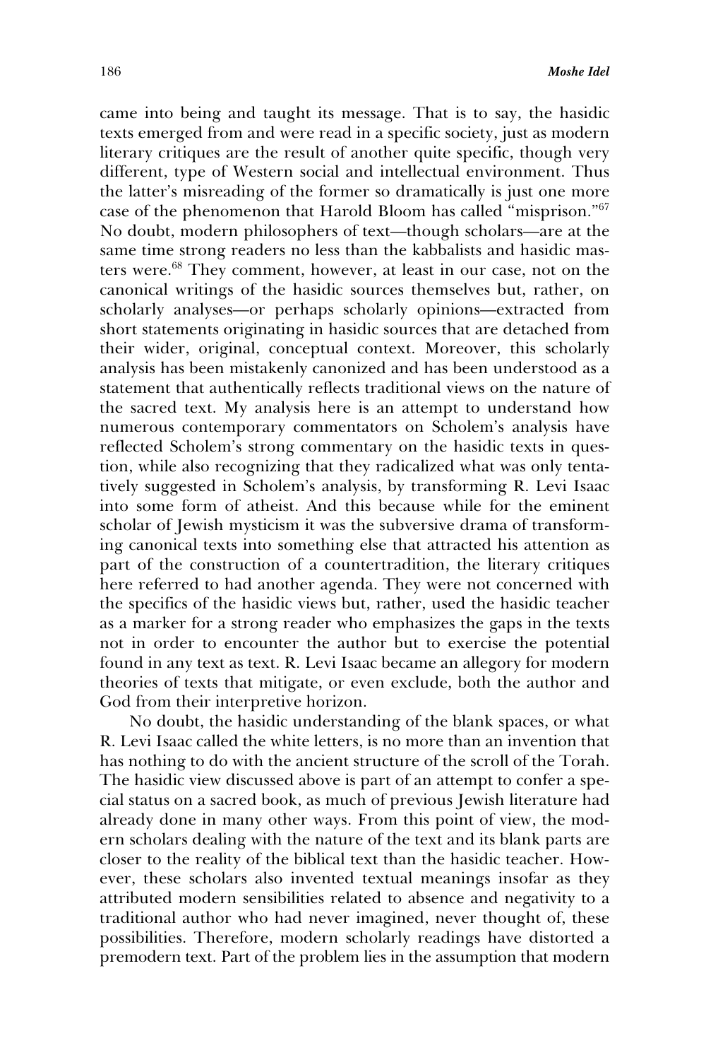came into being and taught its message. That is to say, the hasidic texts emerged from and were read in a specific society, just as modern literary critiques are the result of another quite specific, though very different, type of Western social and intellectual environment. Thus the latter's misreading of the former so dramatically is just one more case of the phenomenon that Harold Bloom has called "misprison."[67] No doubt, modern philosophers of text—though scholars—are at the same time strong readers no less than the kabbalists and hasidic masters were.[68] They comment, however, at least in our case, not on the canonical writings of the hasidic sources themselves but, rather, on scholarly analyses—or perhaps scholarly opinions—extracted from short statements originating in hasidic sources that are detached from their wider, original, conceptual context. Moreover, this scholarly analysis has been mistakenly canonized and has been understood as a statement that authentically reflects traditional views on the nature of the sacred text. My analysis here is an attempt to understand how numerous contemporary commentators on Scholem's analysis have reflected Scholem's strong commentary on the hasidic texts in question, while also recognizing that they radicalized what was only tentatively suggested in Scholem's analysis, by transforming R. Levi Isaac into some form of atheist. And this because while for the eminent scholar of Jewish mysticism it was the subversive drama of transforming canonical texts into something else that attracted his attention as part of the construction of a countertradition, the literary critiques here referred to had another agenda. They were not concerned with the specifics of the hasidic views but, rather, used the hasidic teacher as a marker for a strong reader who emphasizes the gaps in the texts not in order to encounter the author but to exercise the potential found in any text as text. R. Levi Isaac became an allegory for modern theories of texts that mitigate, or even exclude, both the author and God from their interpretive horizon.

No doubt, the hasidic understanding of the blank spaces, or what R. Levi Isaac called the white letters, is no more than an invention that has nothing to do with the ancient structure of the scroll of the Torah. The hasidic view discussed above is part of an attempt to confer a special status on a sacred book, as much of previous Jewish literature had already done in many other ways. From this point of view, the modern scholars dealing with the nature of the text and its blank parts are closer to the reality of the biblical text than the hasidic teacher. However, these scholars also invented textual meanings insofar as they attributed modern sensibilities related to absence and negativity to a traditional author who had never imagined, never thought of, these possibilities. Therefore, modern scholarly readings have distorted a premodern text. Part of the problem lies in the assumption that modern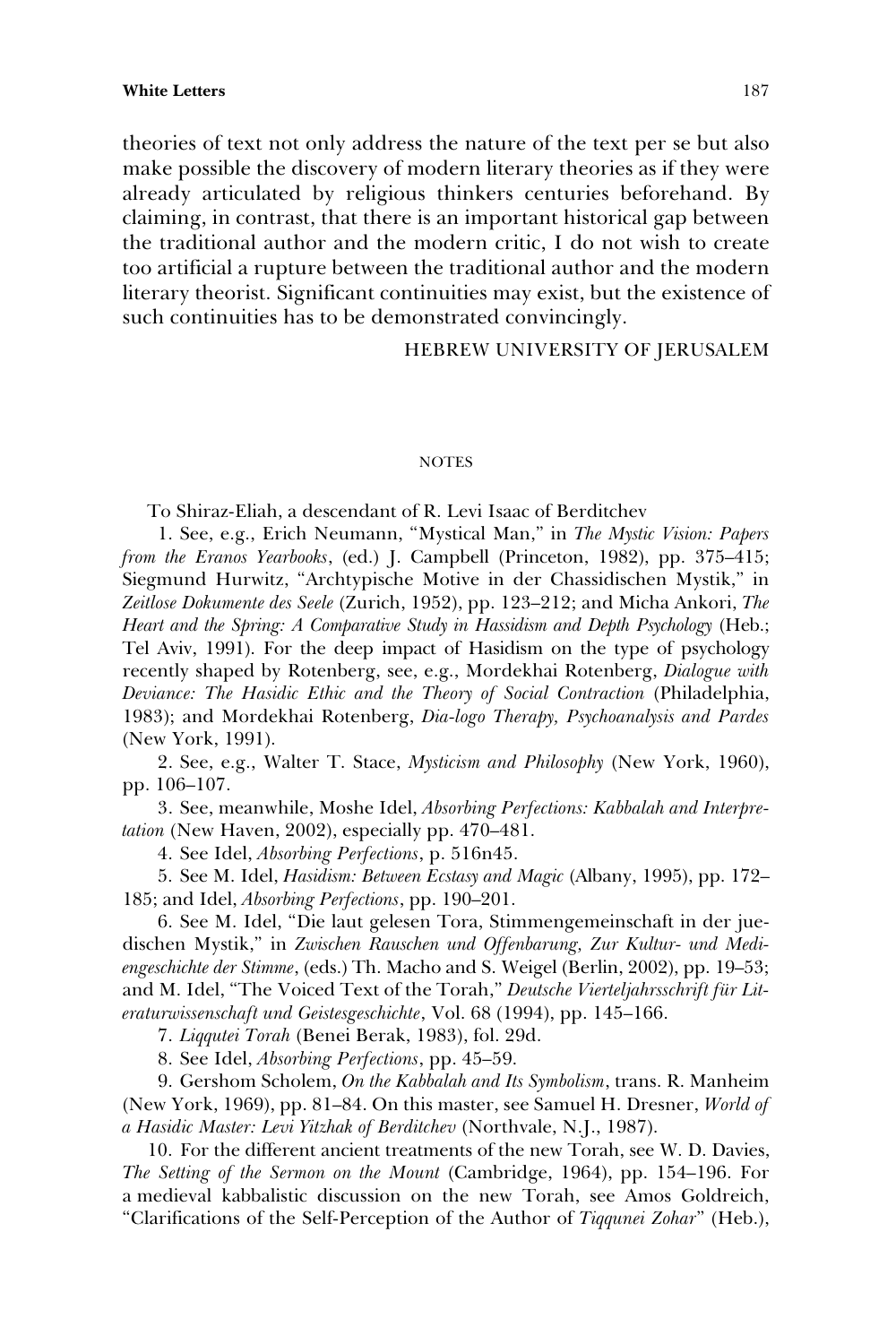theories of text not only address the nature of the text per se but also make possible the discovery of modern literary theories as if they were already articulated by religious thinkers centuries beforehand. By claiming, in contrast, that there is an important historical gap between the traditional author and the modern critic, I do not wish to create too artificial a rupture between the traditional author and the modern literary theorist. Significant continuities may exist, but the existence of such continuities has to be demonstrated convincingly.

HEBREW UNIVERSITY OF JERUSALEM

## NOTES

To Shiraz-Eliah, a descendant of R. Levi Isaac of Berditchev

1. See, e.g., Erich Neumann, "Mystical Man," in *The Mystic Vision: Papers from the Eranos Yearbooks*, (ed.) J. Campbell (Princeton, 1982), pp. 375–415; Siegmund Hurwitz, "Archtypische Motive in der Chassidischen Mystik," in *Zeitlose Dokumente des Seele* (Zurich, 1952), pp. 123–212; and Micha Ankori, *The Heart and the Spring: A Comparative Study in Hassidism and Depth Psychology* (Heb.; Tel Aviv, 1991). For the deep impact of Hasidism on the type of psychology recently shaped by Rotenberg, see, e.g., Mordekhai Rotenberg, *Dialogue with Deviance: The Hasidic Ethic and the Theory of Social Contraction* (Philadelphia, 1983); and Mordekhai Rotenberg, *Dia-logo Therapy, Psychoanalysis and Pardes* (New York, 1991).

2. See, e.g., Walter T. Stace, *Mysticism and Philosophy* (New York, 1960), pp. 106–107.

3. See, meanwhile, Moshe Idel, *Absorbing Perfections: Kabbalah and Interpretation* (New Haven, 2002), especially pp. 470–481.

4. See Idel, *Absorbing Perfections*, p. 516n45.

5. See M. Idel, *Hasidism: Between Ecstasy and Magic* (Albany, 1995), pp. 172–185; and Idel, *Absorbing Perfections*, pp. 190–201.

6. See M. Idel, "Die laut gelesen Tora, Stimmengemeinschaft in der juedischen Mystik," in *Zwischen Rauschen und Offenbarung, Zur Kultur- und Mediengeschichte der Stimme*, (eds.) Th. Macho and S. Weigel (Berlin, 2002), pp. 19–53; and M. Idel, "The Voiced Text of the Torah," *Deutsche Vierteljahrsschrift für Literaturwissenschaft und Geistesgeschichte*, Vol. 68 (1994), pp. 145–166.

7. *Liqqutei Torah* (Benei Berak, 1983), fol. 29d.

8. See Idel, *Absorbing Perfections*, pp. 45–59.

9. Gershom Scholem, *On the Kabbalah and Its Symbolism*, trans. R. Manheim (New York, 1969), pp. 81–84. On this master, see Samuel H. Dresner, *World of a Hasidic Master: Levi Yitzhak of Berditchev* (Northvale, N.J., 1987).

10. For the different ancient treatments of the new Torah, see W. D. Davies, *The Setting of the Sermon on the Mount* (Cambridge, 1964), pp. 154–196. For a medieval kabbalistic discussion on the new Torah, see Amos Goldreich, "Clarifications of the Self-Perception of the Author of *Tiqqunei Zohar*" (Heb.),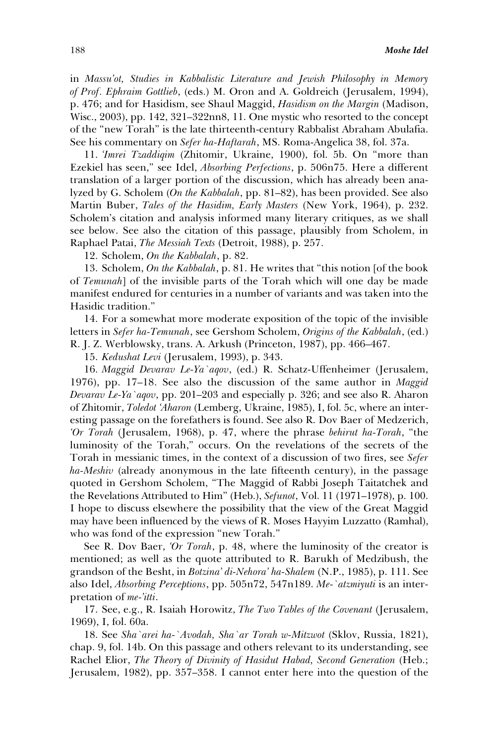in *Massu'ot, Studies in Kabbalistic Literature and Jewish Philosophy in Memory of Prof. Ephraim Gottlieb*, (eds.) M. Oron and A. Goldreich (Jerusalem, 1994), p. 476; and for Hasidism, see Shaul Maggid, *Hasidism on the Margin* (Madison, Wisc., 2003), pp. 142, 321–322nn8, 11. One mystic who resorted to the concept of the "new Torah" is the late thirteenth-century Rabbalist Abraham Abulafia. See his commentary on *Sefer ha-Haftarah*, MS. Roma-Angelica 38, fol. 37a.

11. *'Imrei Tzaddiqim* (Zhitomir, Ukraine, 1900), fol. 5b. On "more than Ezekiel has seen," see Idel, *Absorbing Perfections*, p. 506n75. Here a different translation of a larger portion of the discussion, which has already been analyzed by G. Scholem (*On the Kabbalah*, pp. 81–82), has been provided. See also Martin Buber, *Tales of the Hasidim, Early Masters* (New York, 1964), p. 232. Scholem's citation and analysis informed many literary critiques, as we shall see below. See also the citation of this passage, plausibly from Scholem, in Raphael Patai, *The Messiah Texts* (Detroit, 1988), p. 257.

12. Scholem, *On the Kabbalah*, p. 82.

13. Scholem, *On the Kabbalah*, p. 81. He writes that "this notion [of the book of *Temunah*] of the invisible parts of the Torah which will one day be made manifest endured for centuries in a number of variants and was taken into the Hasidic tradition."

14. For a somewhat more moderate exposition of the topic of the invisible letters in *Sefer ha-Temunah*, see Gershom Scholem, *Origins of the Kabbalah*, (ed.) R. J. Z. Werblowsky, trans. A. Arkush (Princeton, 1987), pp. 466–467.

15. *Kedushat Levi* (Jerusalem, 1993), p. 343.

16. *Maggid Devarav Le-Ya`aqov*, (ed.) R. Schatz-Uffenheimer (Jerusalem, 1976), pp. 17–18. See also the discussion of the same author in *Maggid Devarav Le-Ya`aqov*, pp. 201–203 and especially p. 326; and see also R. Aharon of Zhitomir, *Toledot 'Aharon* (Lemberg, Ukraine, 1985), I, fol. 5c, where an interesting passage on the forefathers is found. See also R. Dov Baer of Medzerich, *'Or Torah* (Jerusalem, 1968), p. 47, where the phrase *behirut ha-Torah*, "the luminosity of the Torah," occurs. On the revelations of the secrets of the Torah in messianic times, in the context of a discussion of two fires, see *Sefer ha-Meshiv* (already anonymous in the late fifteenth century), in the passage quoted in Gershom Scholem, "The Maggid of Rabbi Joseph Taitatchek and the Revelations Attributed to Him" (Heb.), *Sefunot*, Vol. 11 (1971–1978), p. 100. I hope to discuss elsewhere the possibility that the view of the Great Maggid may have been influenced by the views of R. Moses Hayyim Luzzatto (Ramhal), who was fond of the expression "new Torah."

See R. Dov Baer, *'Or Torah*, p. 48, where the luminosity of the creator is mentioned; as well as the quote attributed to R. Barukh of Medzibush, the grandson of the Besht, in *Botzina' di-Nehora' ha-Shalem* (N.P., 1985), p. 111. See also Idel, *Absorbing Perceptions*, pp. 505n72, 547n189. *Me-`atzmiyuti* is an interpretation of *me-'itti*.

17. See, e.g., R. Isaiah Horowitz, *The Two Tables of the Covenant* (Jerusalem, 1969), I, fol. 60a.

18. See *Sha`arei ha-`Avodah, Sha`ar Torah w-Mitzwot* (Sklov, Russia, 1821), chap. 9, fol. 14b. On this passage and others relevant to its understanding, see Rachel Elior, *The Theory of Divinity of Hasidut Habad, Second Generation* (Heb.; Jerusalem, 1982), pp. 357–358. I cannot enter here into the question of the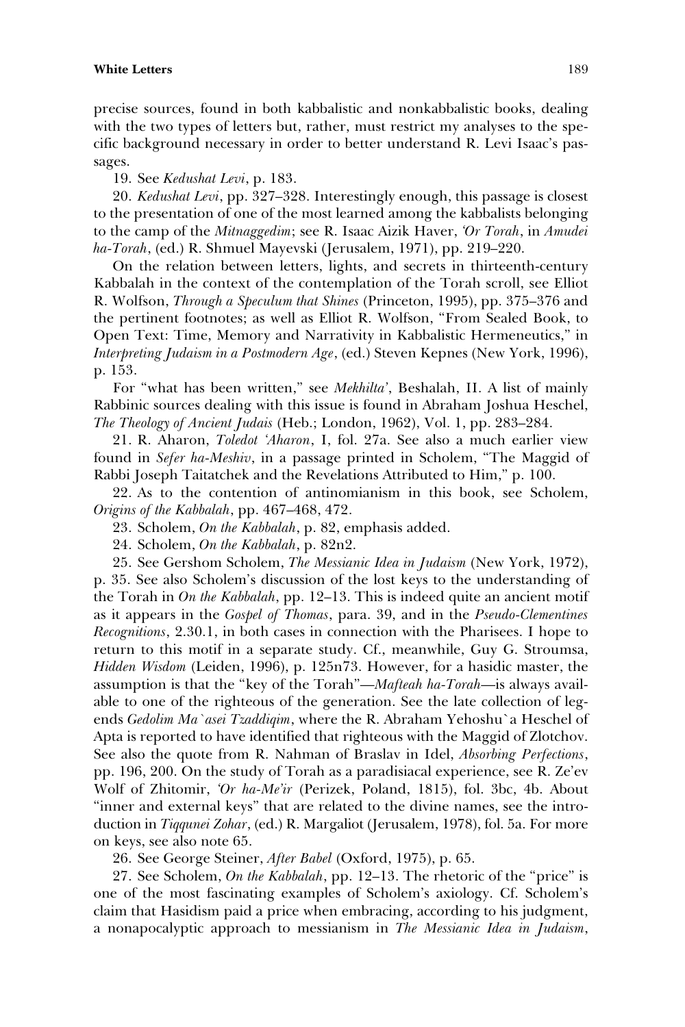precise sources, found in both kabbalistic and nonkabbalistic books, dealing with the two types of letters but, rather, must restrict my analyses to the specific background necessary in order to better understand R. Levi Isaac's passages.

19. See *Kedushat Levi*, p. 183.

20. *Kedushat Levi*, pp. 327–328. Interestingly enough, this passage is closest to the presentation of one of the most learned among the kabbalists belonging to the camp of the *Mitnaggedim*; see R. Isaac Aizik Haver, *'Or Torah*, in *Amudei ha-Torah*, (ed.) R. Shmuel Mayevski (Jerusalem, 1971), pp. 219–220.

On the relation between letters, lights, and secrets in thirteenth-century Kabbalah in the context of the contemplation of the Torah scroll, see Elliot R. Wolfson, *Through a Speculum that Shines* (Princeton, 1995), pp. 375–376 and the pertinent footnotes; as well as Elliot R. Wolfson, "From Sealed Book, to Open Text: Time, Memory and Narrativity in Kabbalistic Hermeneutics," in *Interpreting Judaism in a Postmodern Age*, (ed.) Steven Kepnes (New York, 1996), p. 153.

For "what has been written," see *Mekhilta'*, Beshalah, II. A list of mainly Rabbinic sources dealing with this issue is found in Abraham Joshua Heschel, *The Theology of Ancient Judais* (Heb.; London, 1962), Vol. 1, pp. 283–284.

21. R. Aharon, *Toledot 'Aharon*, I, fol. 27a. See also a much earlier view found in *Sefer ha-Meshiv*, in a passage printed in Scholem, "The Maggid of Rabbi Joseph Taitatchek and the Revelations Attributed to Him," p. 100.

22. As to the contention of antinomianism in this book, see Scholem, *Origins of the Kabbalah*, pp. 467–468, 472.

23. Scholem, *On the Kabbalah*, p. 82, emphasis added.

24. Scholem, *On the Kabbalah*, p. 82n2.

25. See Gershom Scholem, *The Messianic Idea in Judaism* (New York, 1972), p. 35. See also Scholem's discussion of the lost keys to the understanding of the Torah in *On the Kabbalah*, pp. 12–13. This is indeed quite an ancient motif as it appears in the *Gospel of Thomas*, para. 39, and in the *Pseudo-Clementines Recognitions*, 2.30.1, in both cases in connection with the Pharisees. I hope to return to this motif in a separate study. Cf., meanwhile, Guy G. Stroumsa, *Hidden Wisdom* (Leiden, 1996), p. 125n73. However, for a hasidic master, the assumption is that the "key of the Torah"—*Mafteah ha-Torah*—is always available to one of the righteous of the generation. See the late collection of legends *Gedolim Ma`asei Tzaddiqim*, where the R. Abraham Yehoshu`a Heschel of Apta is reported to have identified that righteous with the Maggid of Zlotchov. See also the quote from R. Nahman of Braslav in Idel, *Absorbing Perfections*, pp. 196, 200. On the study of Torah as a paradisiacal experience, see R. Ze'ev Wolf of Zhitomir, *'Or ha-Me'ir* (Perizek, Poland, 1815), fol. 3bc, 4b. About "inner and external keys" that are related to the divine names, see the introduction in *Tiqqunei Zohar*, (ed.) R. Margaliot (Jerusalem, 1978), fol. 5a. For more on keys, see also note 65.

26. See George Steiner, *After Babel* (Oxford, 1975), p. 65.

27. See Scholem, *On the Kabbalah*, pp. 12–13. The rhetoric of the "price" is one of the most fascinating examples of Scholem's axiology. Cf. Scholem's claim that Hasidism paid a price when embracing, according to his judgment, a nonapocalyptic approach to messianism in *The Messianic Idea in Judaism*,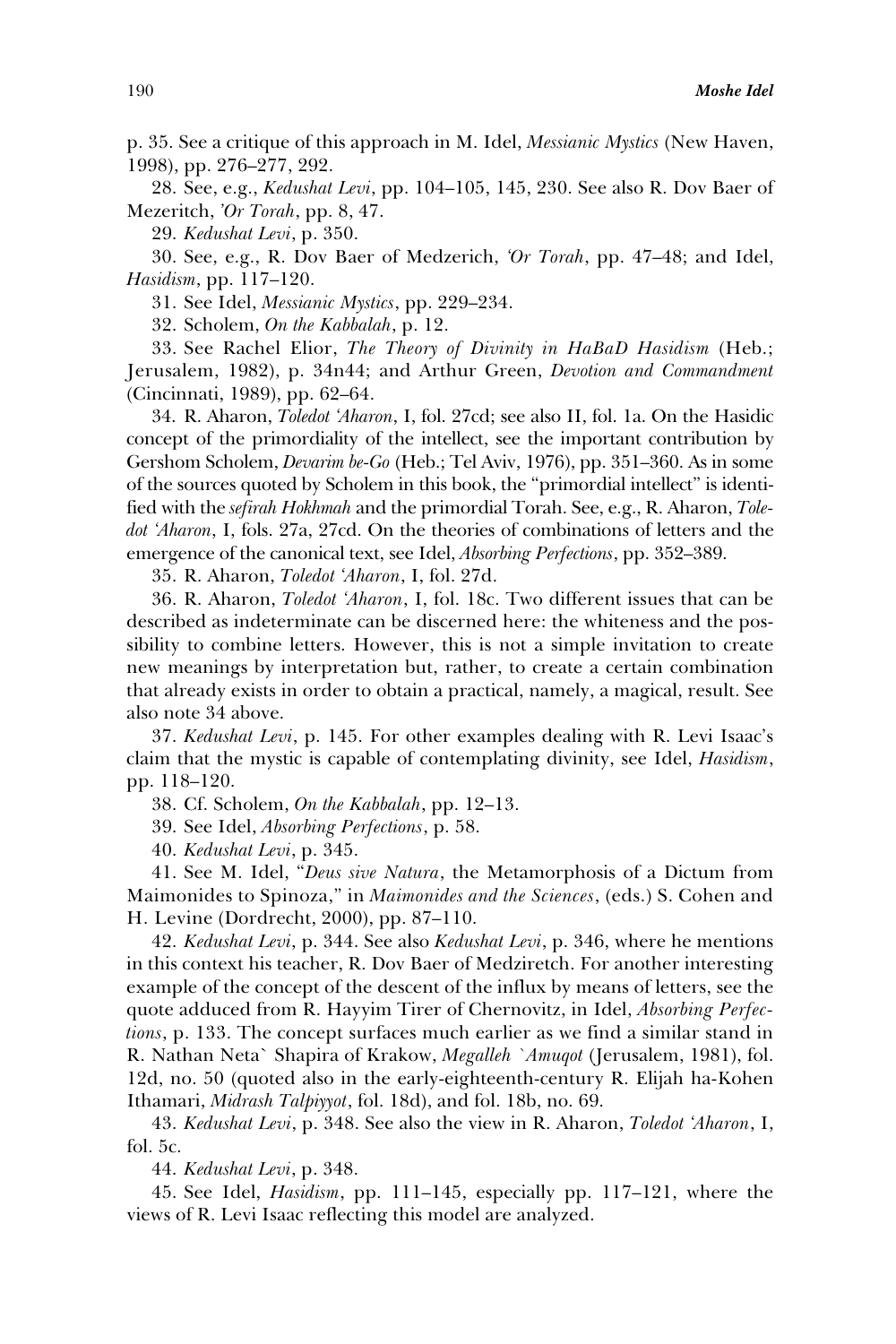p. 35. See a critique of this approach in M. Idel, *Messianic Mystics* (New Haven, 1998), pp. 276–277, 292.

28. See, e.g., *Kedushat Levi*, pp. 104–105, 145, 230. See also R. Dov Baer of Mezeritch, *'Or Torah*, pp. 8, 47.

29. *Kedushat Levi*, p. 350.

30. See, e.g., R. Dov Baer of Medzerich, *'Or Torah*, pp. 47–48; and Idel, *Hasidism*, pp. 117–120.

31. See Idel, *Messianic Mystics*, pp. 229–234.

32. Scholem, *On the Kabbalah*, p. 12.

33. See Rachel Elior, *The Theory of Divinity in HaBaD Hasidism* (Heb.; Jerusalem, 1982), p. 34n44; and Arthur Green, *Devotion and Commandment* (Cincinnati, 1989), pp. 62–64.

34. R. Aharon, *Toledot 'Aharon*, I, fol. 27cd; see also II, fol. 1a. On the Hasidic concept of the primordiality of the intellect, see the important contribution by Gershom Scholem, *Devarim be-Go* (Heb.; Tel Aviv, 1976), pp. 351–360. As in some of the sources quoted by Scholem in this book, the "primordial intellect" is identified with the *sefirah Hokhmah* and the primordial Torah. See, e.g., R. Aharon, *Toledot 'Aharon*, I, fols. 27a, 27cd. On the theories of combinations of letters and the emergence of the canonical text, see Idel, *Absorbing Perfections*, pp. 352–389.

35. R. Aharon, *Toledot 'Aharon*, I, fol. 27d.

36. R. Aharon, *Toledot 'Aharon*, I, fol. 18c. Two different issues that can be described as indeterminate can be discerned here: the whiteness and the possibility to combine letters. However, this is not a simple invitation to create new meanings by interpretation but, rather, to create a certain combination that already exists in order to obtain a practical, namely, a magical, result. See also note 34 above.

37. *Kedushat Levi*, p. 145. For other examples dealing with R. Levi Isaac's claim that the mystic is capable of contemplating divinity, see Idel, *Hasidism*, pp. 118–120.

38. Cf. Scholem, *On the Kabbalah*, pp. 12–13.

39. See Idel, *Absorbing Perfections*, p. 58.

40. *Kedushat Levi*, p. 345.

41. See M. Idel, "*Deus sive Natura*, the Metamorphosis of a Dictum from Maimonides to Spinoza," in *Maimonides and the Sciences*, (eds.) S. Cohen and H. Levine (Dordrecht, 2000), pp. 87–110.

42. *Kedushat Levi*, p. 344. See also *Kedushat Levi*, p. 346, where he mentions in this context his teacher, R. Dov Baer of Medziretch. For another interesting example of the concept of the descent of the influx by means of letters, see the quote adduced from R. Hayyim Tirer of Chernovitz, in Idel, *Absorbing Perfections*, p. 133. The concept surfaces much earlier as we find a similar stand in R. Nathan Neta` Shapira of Krakow, *Megalleh `Amuqot* (Jerusalem, 1981), fol. 12d, no. 50 (quoted also in the early-eighteenth-century R. Elijah ha-Kohen Ithamari, *Midrash Talpiyyot*, fol. 18d), and fol. 18b, no. 69.

43. *Kedushat Levi*, p. 348. See also the view in R. Aharon, *Toledot 'Aharon*, I, fol. 5c.

44. *Kedushat Levi*, p. 348.

45. See Idel, *Hasidism*, pp. 111–145, especially pp. 117–121, where the views of R. Levi Isaac reflecting this model are analyzed.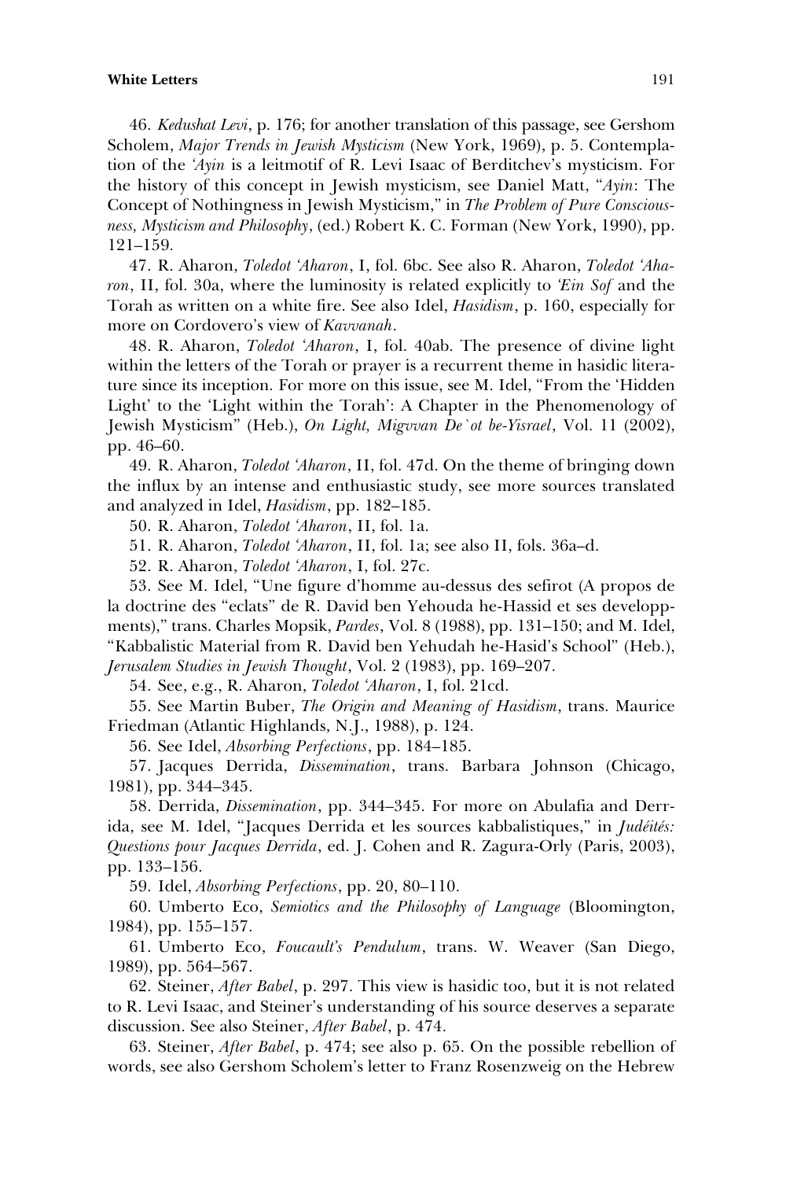46. *Kedushat Levi*, p. 176; for another translation of this passage, see Gershom Scholem, *Major Trends in Jewish Mysticism* (New York, 1969), p. 5. Contemplation of the *'Ayin* is a leitmotif of R. Levi Isaac of Berditchev's mysticism. For the history of this concept in Jewish mysticism, see Daniel Matt, "*Ayin*: The Concept of Nothingness in Jewish Mysticism," in *The Problem of Pure Consciousness, Mysticism and Philosophy*, (ed.) Robert K. C. Forman (New York, 1990), pp. 121–159.

47. R. Aharon, *Toledot 'Aharon*, I, fol. 6bc. See also R. Aharon, *Toledot 'Aharon*, II, fol. 30a, where the luminosity is related explicitly to *'Ein Sof* and the Torah as written on a white fire. See also Idel, *Hasidism*, p. 160, especially for more on Cordovero's view of *Kavvanah*.

48. R. Aharon, *Toledot 'Aharon*, I, fol. 40ab. The presence of divine light within the letters of the Torah or prayer is a recurrent theme in hasidic literature since its inception. For more on this issue, see M. Idel, "From the 'Hidden Light' to the 'Light within the Torah': A Chapter in the Phenomenology of Jewish Mysticism" (Heb.), *On Light, Migvvan De`ot be-Yisrael*, Vol. 11 (2002), pp. 46–60.

49. R. Aharon, *Toledot 'Aharon*, II, fol. 47d. On the theme of bringing down the influx by an intense and enthusiastic study, see more sources translated and analyzed in Idel, *Hasidism*, pp. 182–185.

50. R. Aharon, *Toledot 'Aharon*, II, fol. 1a.

51. R. Aharon, *Toledot 'Aharon*, II, fol. 1a; see also II, fols. 36a–d.

52. R. Aharon, *Toledot 'Aharon*, I, fol. 27c.

53. See M. Idel, "Une figure d'homme au-dessus des sefirot (A propos de la doctrine des "eclats" de R. David ben Yehouda he-Hassid et ses developpments)," trans. Charles Mopsik, *Pardes*, Vol. 8 (1988), pp. 131–150; and M. Idel, "Kabbalistic Material from R. David ben Yehudah he-Hasid's School" (Heb.), *Jerusalem Studies in Jewish Thought*, Vol. 2 (1983), pp. 169–207.

54. See, e.g., R. Aharon, *Toledot 'Aharon*, I, fol. 21cd.

55. See Martin Buber, *The Origin and Meaning of Hasidism*, trans. Maurice Friedman (Atlantic Highlands, N.J., 1988), p. 124.

56. See Idel, *Absorbing Perfections*, pp. 184–185.

57. Jacques Derrida, *Dissemination*, trans. Barbara Johnson (Chicago, 1981), pp. 344–345.

58. Derrida, *Dissemination*, pp. 344–345. For more on Abulafia and Derrida, see M. Idel, "Jacques Derrida et les sources kabbalistiques," in *Judéités: Questions pour Jacques Derrida*, ed. J. Cohen and R. Zagura-Orly (Paris, 2003), pp. 133–156.

59. Idel, *Absorbing Perfections*, pp. 20, 80–110.

60. Umberto Eco, *Semiotics and the Philosophy of Language* (Bloomington, 1984), pp. 155–157.

61. Umberto Eco, *Foucault's Pendulum*, trans. W. Weaver (San Diego, 1989), pp. 564–567.

62. Steiner, *After Babel*, p. 297. This view is hasidic too, but it is not related to R. Levi Isaac, and Steiner's understanding of his source deserves a separate discussion. See also Steiner, *After Babel*, p. 474.

63. Steiner, *After Babel*, p. 474; see also p. 65. On the possible rebellion of words, see also Gershom Scholem's letter to Franz Rosenzweig on the Hebrew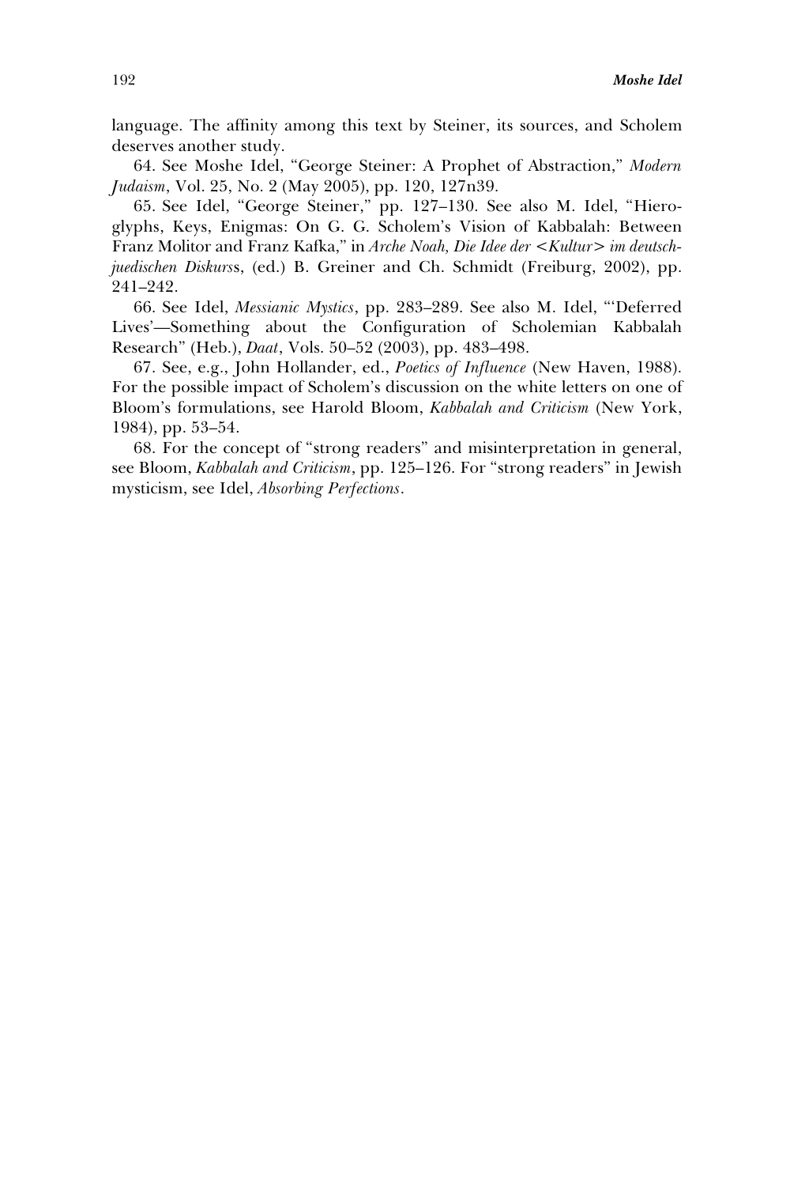language. The affinity among this text by Steiner, its sources, and Scholem deserves another study.

64. See Moshe Idel, "George Steiner: A Prophet of Abstraction," *Modern Judaism*, Vol. 25, No. 2 (May 2005), pp. 120, 127n39.

65. See Idel, "George Steiner," pp. 127–130. See also M. Idel, "Hieroglyphs, Keys, Enigmas: On G. G. Scholem's Vision of Kabbalah: Between Franz Molitor and Franz Kafka," in *Arche Noah, Die Idee der <Kultur> im deutsch-juedischen Diskurs*s, (ed.) B. Greiner and Ch. Schmidt (Freiburg, 2002), pp. 241–242.

66. See Idel, *Messianic Mystics*, pp. 283–289. See also M. Idel, "'Deferred Lives'—Something about the Configuration of Scholemian Kabbalah Research" (Heb.), *Daat*, Vols. 50–52 (2003), pp. 483–498.

67. See, e.g., John Hollander, ed., *Poetics of Influence* (New Haven, 1988). For the possible impact of Scholem's discussion on the white letters on one of Bloom's formulations, see Harold Bloom, *Kabbalah and Criticism* (New York, 1984), pp. 53–54.

68. For the concept of "strong readers" and misinterpretation in general, see Bloom, *Kabbalah and Criticism*, pp. 125–126. For "strong readers" in Jewish mysticism, see Idel, *Absorbing Perfections*.